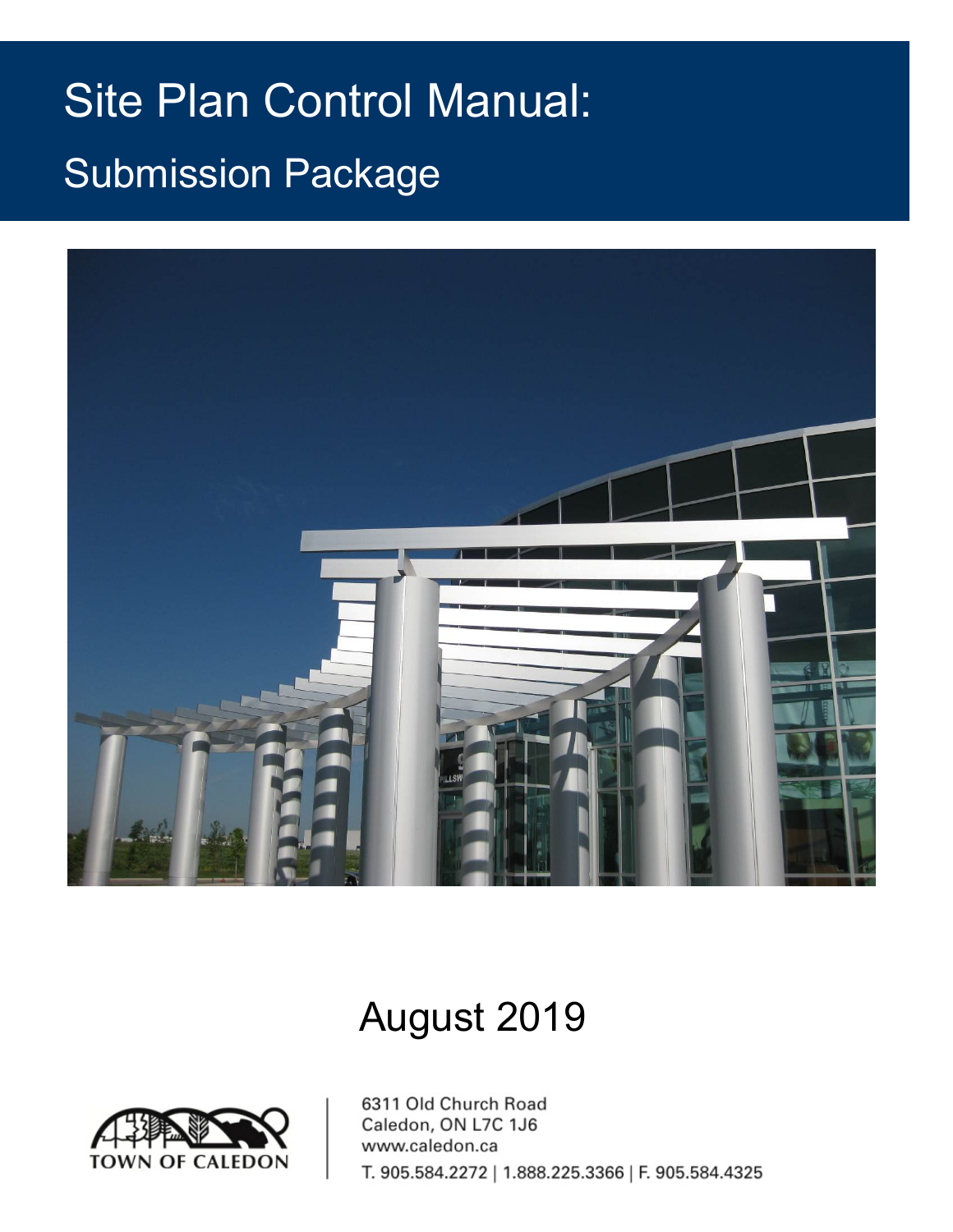# Site Plan Control Manual:

## Submission Package

August 2019

TOWN OF CALEDON

6311 Old Church Road
Caledon, ON L7C 1J6
www.caledon.ca
T. 905.584.2272 | 1.888.225.3366 | F. 905.584.4325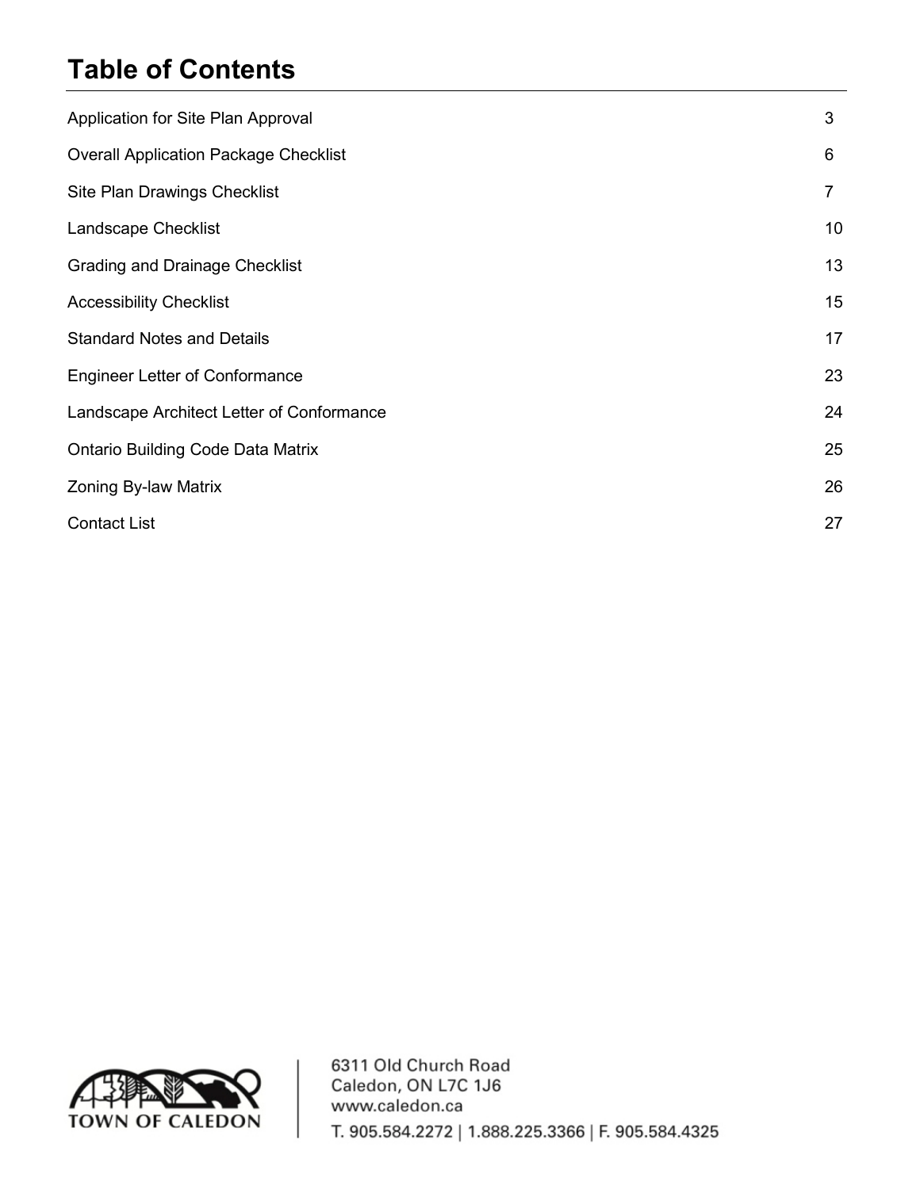# Table of Contents

| | |
|---|---|
| Application for Site Plan Approval | 3 |
| Overall Application Package Checklist | 6 |
| Site Plan Drawings Checklist | 7 |
| Landscape Checklist | 10 |
| Grading and Drainage Checklist | 13 |
| Accessibility Checklist | 15 |
| Standard Notes and Details | 17 |
| Engineer Letter of Conformance | 23 |
| Landscape Architect Letter of Conformance | 24 |
| Ontario Building Code Data Matrix | 25 |
| Zoning By-law Matrix | 26 |
| Contact List | 27 |

TOWN OF CALEDON

6311 Old Church Road
Caledon, ON L7C 1J6
www.caledon.ca
T. 905.584.2272 | 1.888.225.3366 | F. 905.584.4325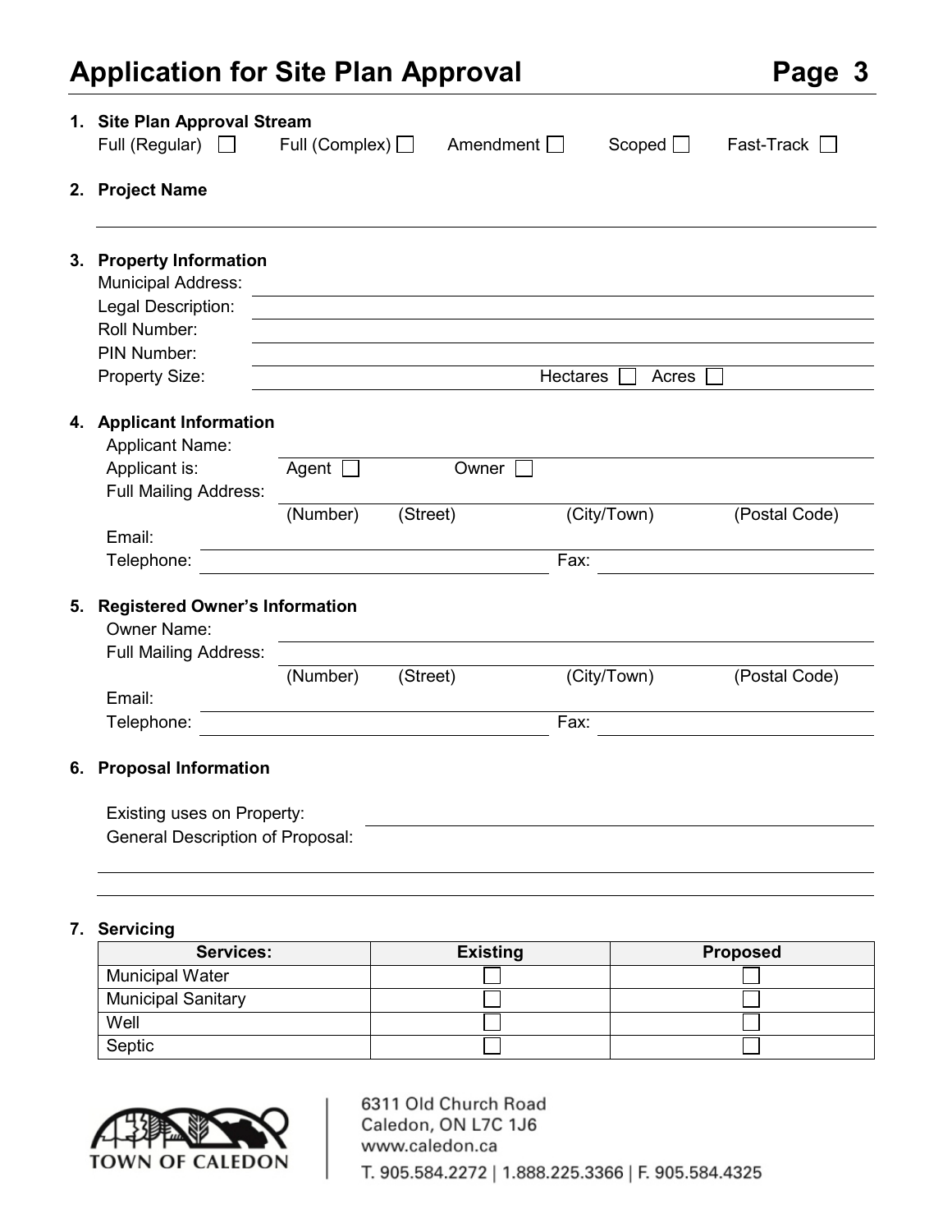# Application for Site Plan Approval

## 1. Site Plan Approval Stream

Full (Regular) ☐ Full (Complex) ☐ Amendment ☐ Scoped ☐ Fast-Track ☐

## 2. Project Name

______________________________

## 3. Property Information

Municipal Address: ______________________________

Legal Description: ______________________________

Roll Number: ______________________________

PIN Number: ______________________________

Property Size: ______________________________ Hectares ☐ Acres ☐

## 4. Applicant Information

Applicant Name: ______________________________

Applicant is: Agent ☐ Owner ☐

Full Mailing Address: ______________________________

(Number) (Street) (City/Town) (Postal Code)

Email: ______________________________

Telephone: ______________________________ Fax: ______________________________

## 5. Registered Owner's Information

Owner Name: ______________________________

Full Mailing Address: ______________________________

(Number) (Street) (City/Town) (Postal Code)

Email: ______________________________

Telephone: ______________________________ Fax: ______________________________

## 6. Proposal Information

Existing uses on Property: ______________________________

General Description of Proposal: ______________________________

______________________________

______________________________

## 7. Servicing

| Services: | Existing | Proposed |
|---|---|---|
| Municipal Water | ☐ | ☐ |
| Municipal Sanitary | ☐ | ☐ |
| Well | ☐ | ☐ |
| Septic | ☐ | ☐ |

TOWN OF CALEDON

6311 Old Church Road
Caledon, ON L7C 1J6
www.caledon.ca
T. 905.584.2272 | 1.888.225.3366 | F. 905.584.4325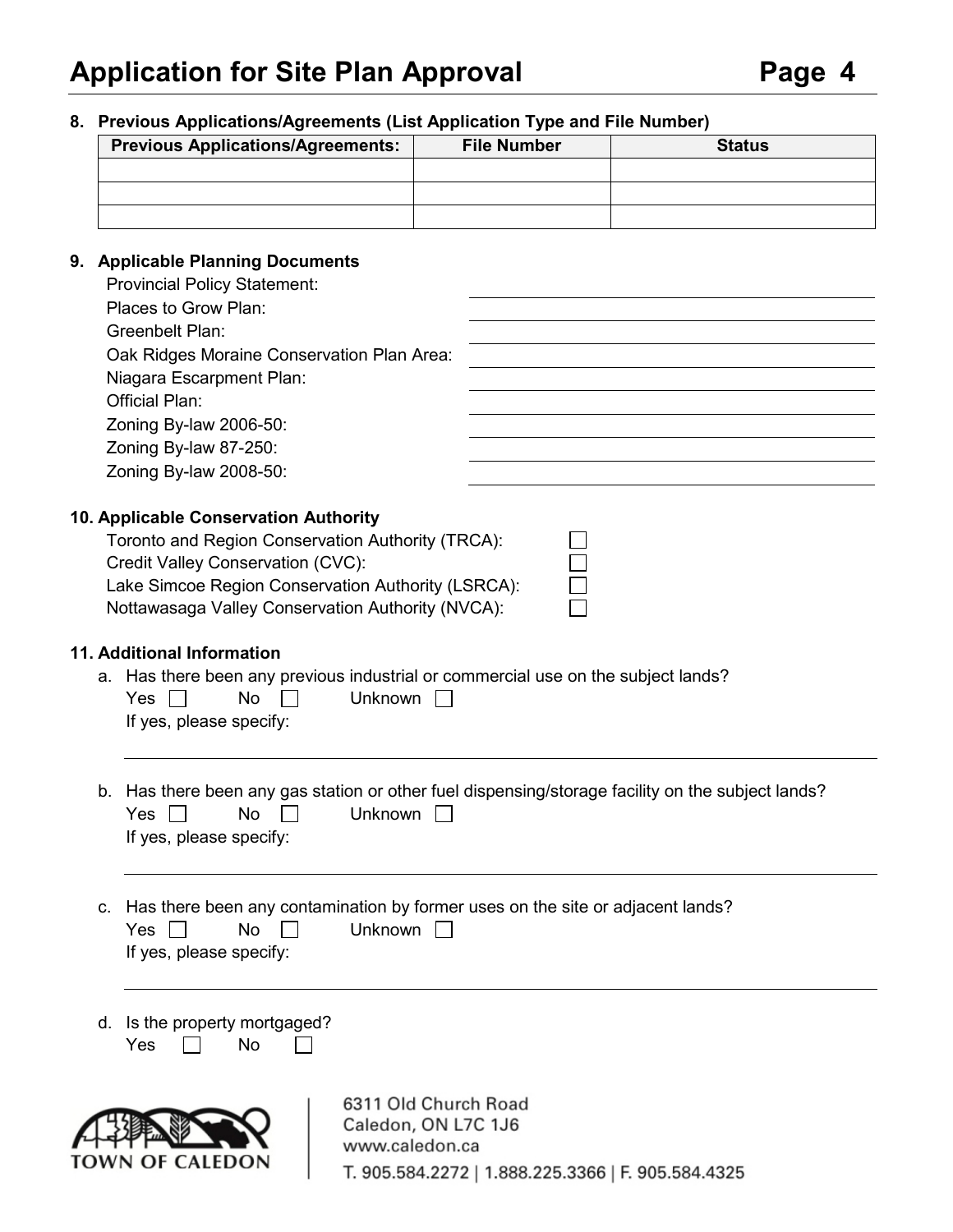## 8. Previous Applications/Agreements (List Application Type and File Number)

| Previous Applications/Agreements: | File Number | Status |
| --- | --- | --- |
| | | |
| | | |
| | | |

## 9. Applicable Planning Documents

Provincial Policy Statement: ____________________

Places to Grow Plan: ____________________

Greenbelt Plan: ____________________

Oak Ridges Moraine Conservation Plan Area: ____________________

Niagara Escarpment Plan: ____________________

Official Plan: ____________________

Zoning By-law 2006-50: ____________________

Zoning By-law 87-250: ____________________

Zoning By-law 2008-50: ____________________

## 10. Applicable Conservation Authority

Toronto and Region Conservation Authority (TRCA): ☐

Credit Valley Conservation (CVC): ☐

Lake Simcoe Region Conservation Authority (LSRCA): ☐

Nottawasaga Valley Conservation Authority (NVCA): ☐

## 11. Additional Information

a. Has there been any previous industrial or commercial use on the subject lands?

Yes ☐ No ☐ Unknown ☐

If yes, please specify:

____________________

b. Has there been any gas station or other fuel dispensing/storage facility on the subject lands?

Yes ☐ No ☐ Unknown ☐

If yes, please specify:

____________________

c. Has there been any contamination by former uses on the site or adjacent lands?

Yes ☐ No ☐ Unknown ☐

If yes, please specify:

____________________

d. Is the property mortgaged?

Yes ☐ No ☐

TOWN OF CALEDON

6311 Old Church Road
Caledon, ON L7C 1J6
www.caledon.ca
T. 905.584.2272 | 1.888.225.3366 | F. 905.584.4325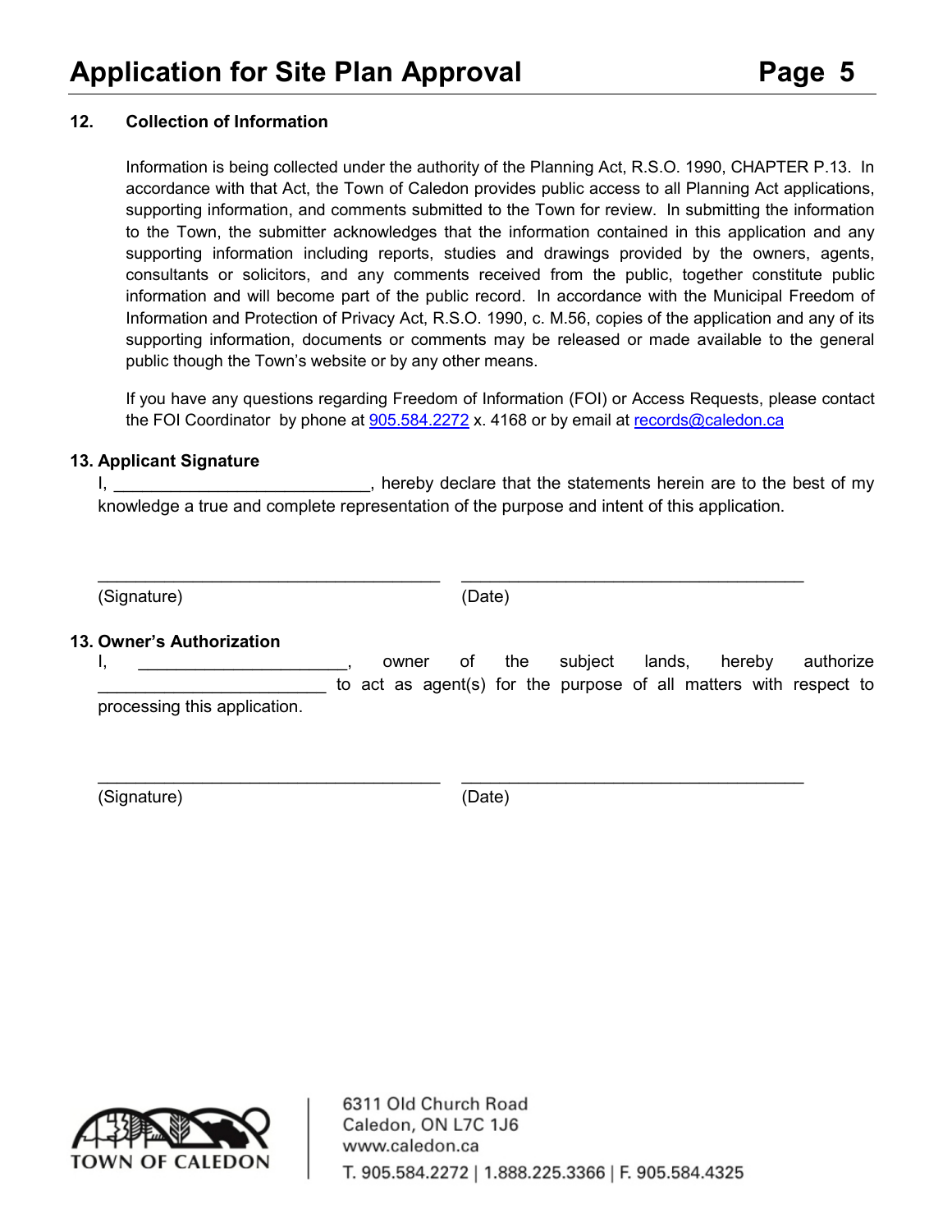**12. Collection of Information**

Information is being collected under the authority of the Planning Act, R.S.O. 1990, CHAPTER P.13. In accordance with that Act, the Town of Caledon provides public access to all Planning Act applications, supporting information, and comments submitted to the Town for review. In submitting the information to the Town, the submitter acknowledges that the information contained in this application and any supporting information including reports, studies and drawings provided by the owners, agents, consultants or solicitors, and any comments received from the public, together constitute public information and will become part of the public record. In accordance with the Municipal Freedom of Information and Protection of Privacy Act, R.S.O. 1990, c. M.56, copies of the application and any of its supporting information, documents or comments may be released or made available to the general public though the Town's website or by any other means.

If you have any questions regarding Freedom of Information (FOI) or Access Requests, please contact the FOI Coordinator by phone at 905.584.2272 x. 4168 or by email at records@caledon.ca

**13. Applicant Signature**

I, ___________________________, hereby declare that the statements herein are to the best of my knowledge a true and complete representation of the purpose and intent of this application.

_____________________________________ _____________________________________

(Signature) (Date)

**13. Owner's Authorization**

I, ______________________, owner of the subject lands, hereby authorize ________________________ to act as agent(s) for the purpose of all matters with respect to processing this application.

_____________________________________ _____________________________________

(Signature) (Date)

TOWN OF CALEDON

6311 Old Church Road
Caledon, ON L7C 1J6
www.caledon.ca
T. 905.584.2272 | 1.888.225.3366 | F. 905.584.4325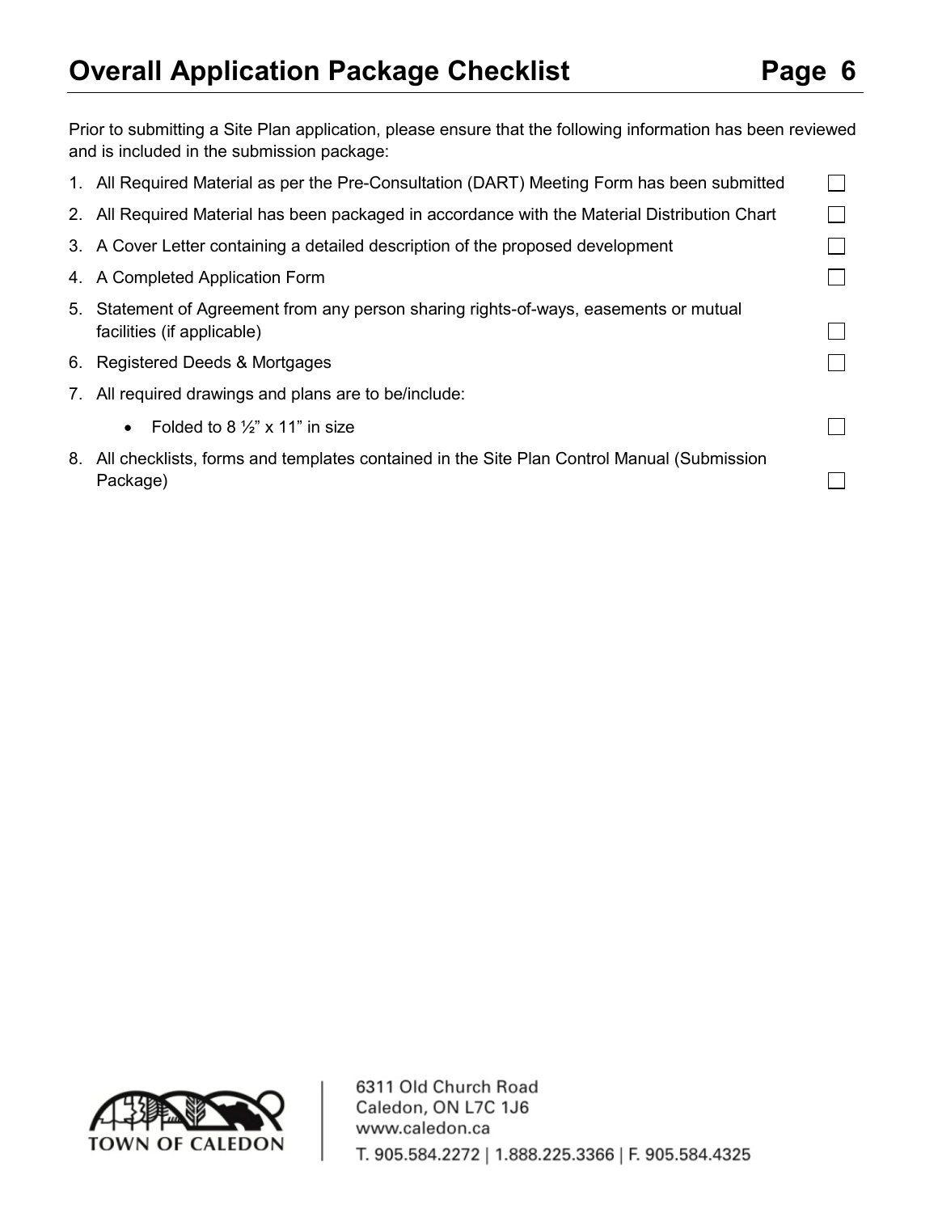# Overall Application Package Checklist

Prior to submitting a Site Plan application, please ensure that the following information has been reviewed and is included in the submission package:

1. All Required Material as per the Pre-Consultation (DART) Meeting Form has been submitted ☐
2. All Required Material has been packaged in accordance with the Material Distribution Chart ☐
3. A Cover Letter containing a detailed description of the proposed development ☐
4. A Completed Application Form ☐
5. Statement of Agreement from any person sharing rights-of-ways, easements or mutual facilities (if applicable) ☐
6. Registered Deeds & Mortgages ☐
7. All required drawings and plans are to be/include:
   - Folded to 8 ½” x 11” in size ☐
8. All checklists, forms and templates contained in the Site Plan Control Manual (Submission Package) ☐

TOWN OF CALEDON

6311 Old Church Road
Caledon, ON L7C 1J6
www.caledon.ca
T. 905.584.2272 | 1.888.225.3366 | F. 905.584.4325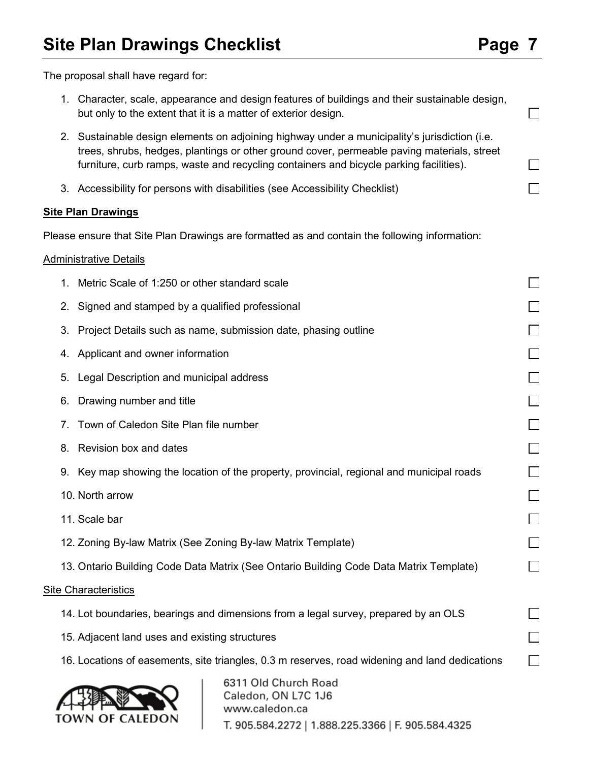The proposal shall have regard for:

1. Character, scale, appearance and design features of buildings and their sustainable design, but only to the extent that it is a matter of exterior design. ☐
2. Sustainable design elements on adjoining highway under a municipality's jurisdiction (i.e. trees, shrubs, hedges, plantings or other ground cover, permeable paving materials, street furniture, curb ramps, waste and recycling containers and bicycle parking facilities). ☐
3. Accessibility for persons with disabilities (see Accessibility Checklist) ☐

**Site Plan Drawings**

Please ensure that Site Plan Drawings are formatted as and contain the following information:

Administrative Details

1. Metric Scale of 1:250 or other standard scale ☐
2. Signed and stamped by a qualified professional ☐
3. Project Details such as name, submission date, phasing outline ☐
4. Applicant and owner information ☐
5. Legal Description and municipal address ☐
6. Drawing number and title ☐
7. Town of Caledon Site Plan file number ☐
8. Revision box and dates ☐
9. Key map showing the location of the property, provincial, regional and municipal roads ☐
10. North arrow ☐
11. Scale bar ☐
12. Zoning By-law Matrix (See Zoning By-law Matrix Template) ☐
13. Ontario Building Code Data Matrix (See Ontario Building Code Data Matrix Template) ☐

Site Characteristics

14. Lot boundaries, bearings and dimensions from a legal survey, prepared by an OLS ☐
15. Adjacent land uses and existing structures ☐
16. Locations of easements, site triangles, 0.3 m reserves, road widening and land dedications ☐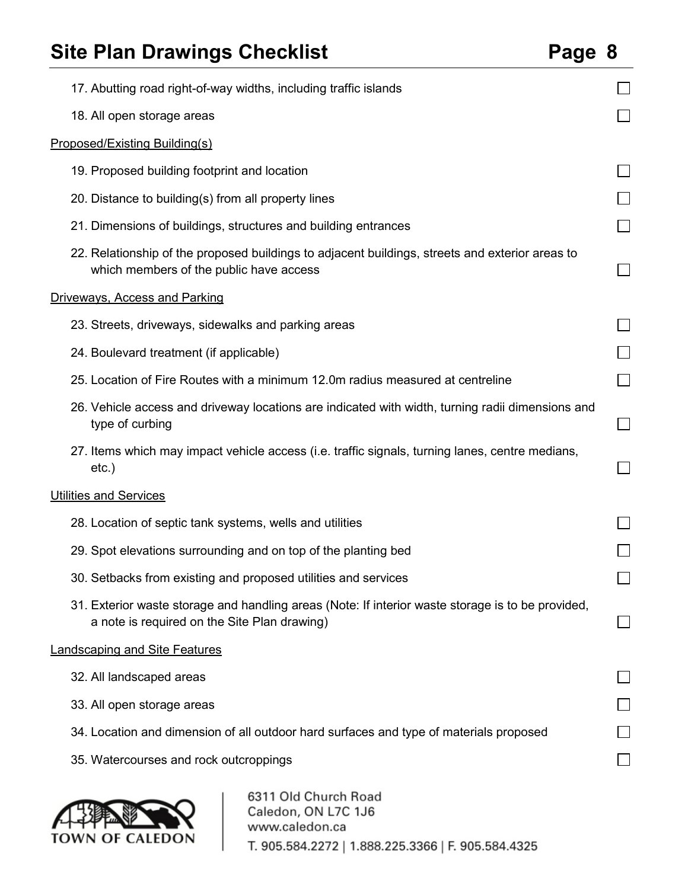17. Abutting road right-of-way widths, including traffic islands ☐
18. All open storage areas ☐

Proposed/Existing Building(s)

19. Proposed building footprint and location ☐
20. Distance to building(s) from all property lines ☐
21. Dimensions of buildings, structures and building entrances ☐
22. Relationship of the proposed buildings to adjacent buildings, streets and exterior areas to which members of the public have access ☐

Driveways, Access and Parking

23. Streets, driveways, sidewalks and parking areas ☐
24. Boulevard treatment (if applicable) ☐
25. Location of Fire Routes with a minimum 12.0m radius measured at centreline ☐
26. Vehicle access and driveway locations are indicated with width, turning radii dimensions and type of curbing ☐
27. Items which may impact vehicle access (i.e. traffic signals, turning lanes, centre medians, etc.) ☐

Utilities and Services

28. Location of septic tank systems, wells and utilities ☐
29. Spot elevations surrounding and on top of the planting bed ☐
30. Setbacks from existing and proposed utilities and services ☐
31. Exterior waste storage and handling areas (Note: If interior waste storage is to be provided, a note is required on the Site Plan drawing) ☐

Landscaping and Site Features

32. All landscaped areas ☐
33. All open storage areas ☐
34. Location and dimension of all outdoor hard surfaces and type of materials proposed ☐
35. Watercourses and rock outcroppings ☐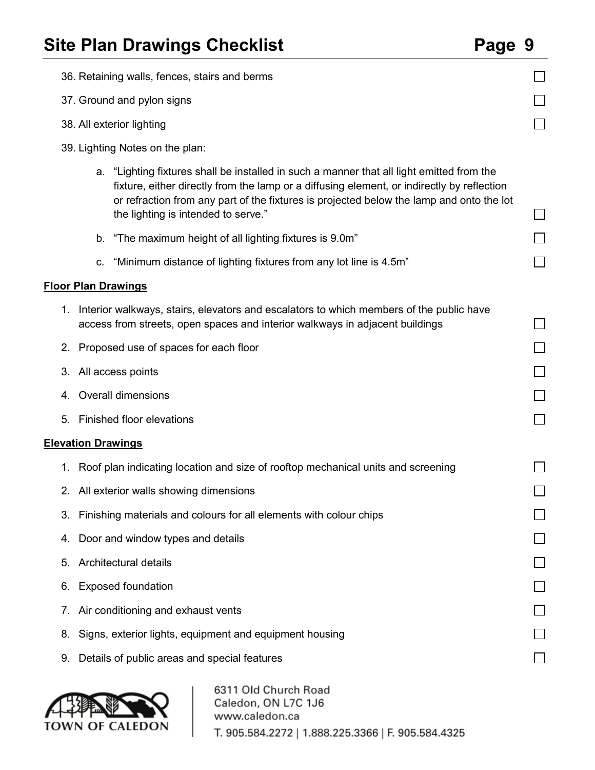36. Retaining walls, fences, stairs and berms ☐
37. Ground and pylon signs ☐
38. All exterior lighting ☐
39. Lighting Notes on the plan:
    a. "Lighting fixtures shall be installed in such a manner that all light emitted from the fixture, either directly from the lamp or a diffusing element, or indirectly by reflection or refraction from any part of the fixtures is projected below the lamp and onto the lot the lighting is intended to serve." ☐
    b. "The maximum height of all lighting fixtures is 9.0m" ☐
    c. "Minimum distance of lighting fixtures from any lot line is 4.5m" ☐

**Floor Plan Drawings**

1. Interior walkways, stairs, elevators and escalators to which members of the public have access from streets, open spaces and interior walkways in adjacent buildings ☐
2. Proposed use of spaces for each floor ☐
3. All access points ☐
4. Overall dimensions ☐
5. Finished floor elevations ☐

**Elevation Drawings**

1. Roof plan indicating location and size of rooftop mechanical units and screening ☐
2. All exterior walls showing dimensions ☐
3. Finishing materials and colours for all elements with colour chips ☐
4. Door and window types and details ☐
5. Architectural details ☐
6. Exposed foundation ☐
7. Air conditioning and exhaust vents ☐
8. Signs, exterior lights, equipment and equipment housing ☐
9. Details of public areas and special features ☐

TOWN OF CALEDON

6311 Old Church Road
Caledon, ON L7C 1J6
www.caledon.ca
T. 905.584.2272 | 1.888.225.3366 | F. 905.584.4325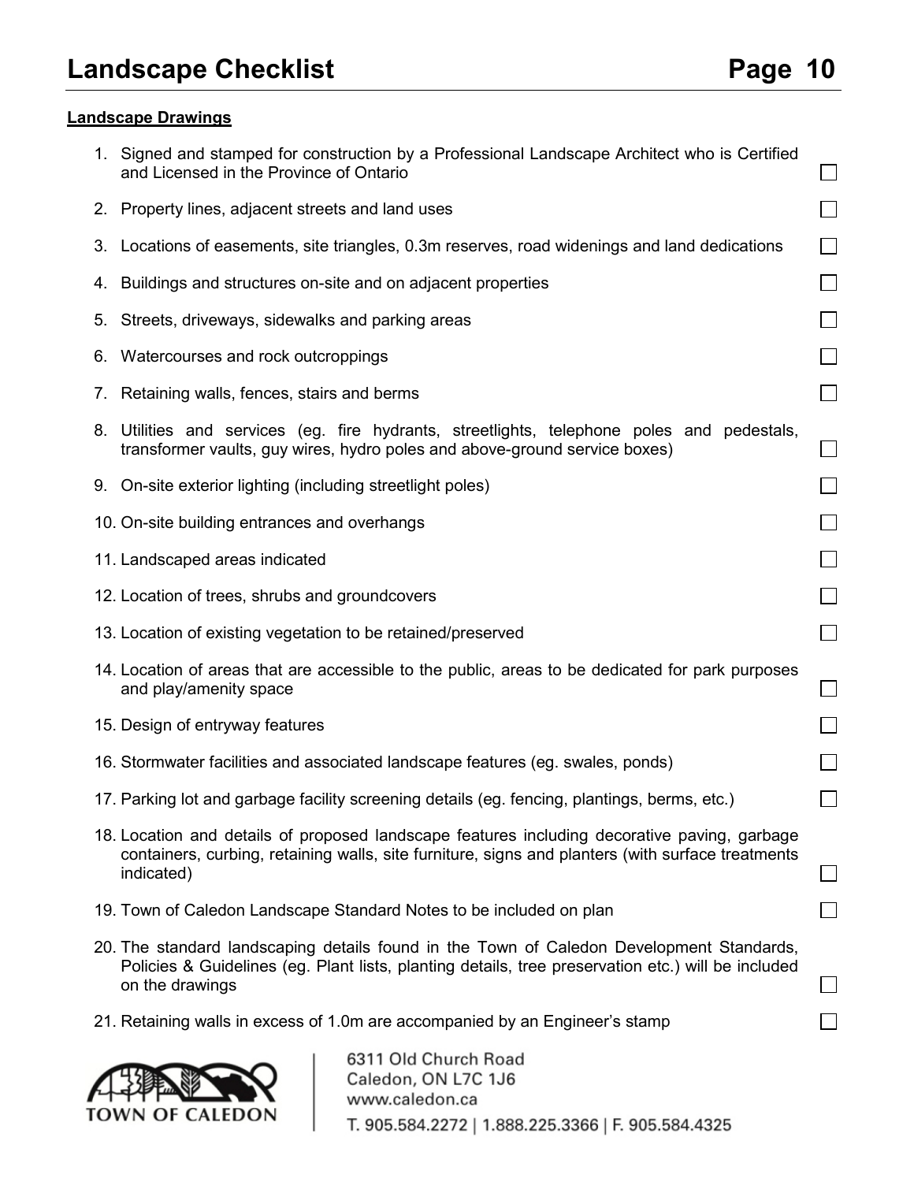# Landscape Checklist

## Landscape Drawings

1. Signed and stamped for construction by a Professional Landscape Architect who is Certified and Licensed in the Province of Ontario ☐
2. Property lines, adjacent streets and land uses ☐
3. Locations of easements, site triangles, 0.3m reserves, road widenings and land dedications ☐
4. Buildings and structures on-site and on adjacent properties ☐
5. Streets, driveways, sidewalks and parking areas ☐
6. Watercourses and rock outcroppings ☐
7. Retaining walls, fences, stairs and berms ☐
8. Utilities and services (eg. fire hydrants, streetlights, telephone poles and pedestals, transformer vaults, guy wires, hydro poles and above-ground service boxes) ☐
9. On-site exterior lighting (including streetlight poles) ☐
10. On-site building entrances and overhangs ☐
11. Landscaped areas indicated ☐
12. Location of trees, shrubs and groundcovers ☐
13. Location of existing vegetation to be retained/preserved ☐
14. Location of areas that are accessible to the public, areas to be dedicated for park purposes and play/amenity space ☐
15. Design of entryway features ☐
16. Stormwater facilities and associated landscape features (eg. swales, ponds) ☐
17. Parking lot and garbage facility screening details (eg. fencing, plantings, berms, etc.) ☐
18. Location and details of proposed landscape features including decorative paving, garbage containers, curbing, retaining walls, site furniture, signs and planters (with surface treatments indicated) ☐
19. Town of Caledon Landscape Standard Notes to be included on plan ☐
20. The standard landscaping details found in the Town of Caledon Development Standards, Policies & Guidelines (eg. Plant lists, planting details, tree preservation etc.) will be included on the drawings ☐
21. Retaining walls in excess of 1.0m are accompanied by an Engineer's stamp ☐

TOWN OF CALEDON

6311 Old Church Road
Caledon, ON L7C 1J6
www.caledon.ca
T. 905.584.2272 | 1.888.225.3366 | F. 905.584.4325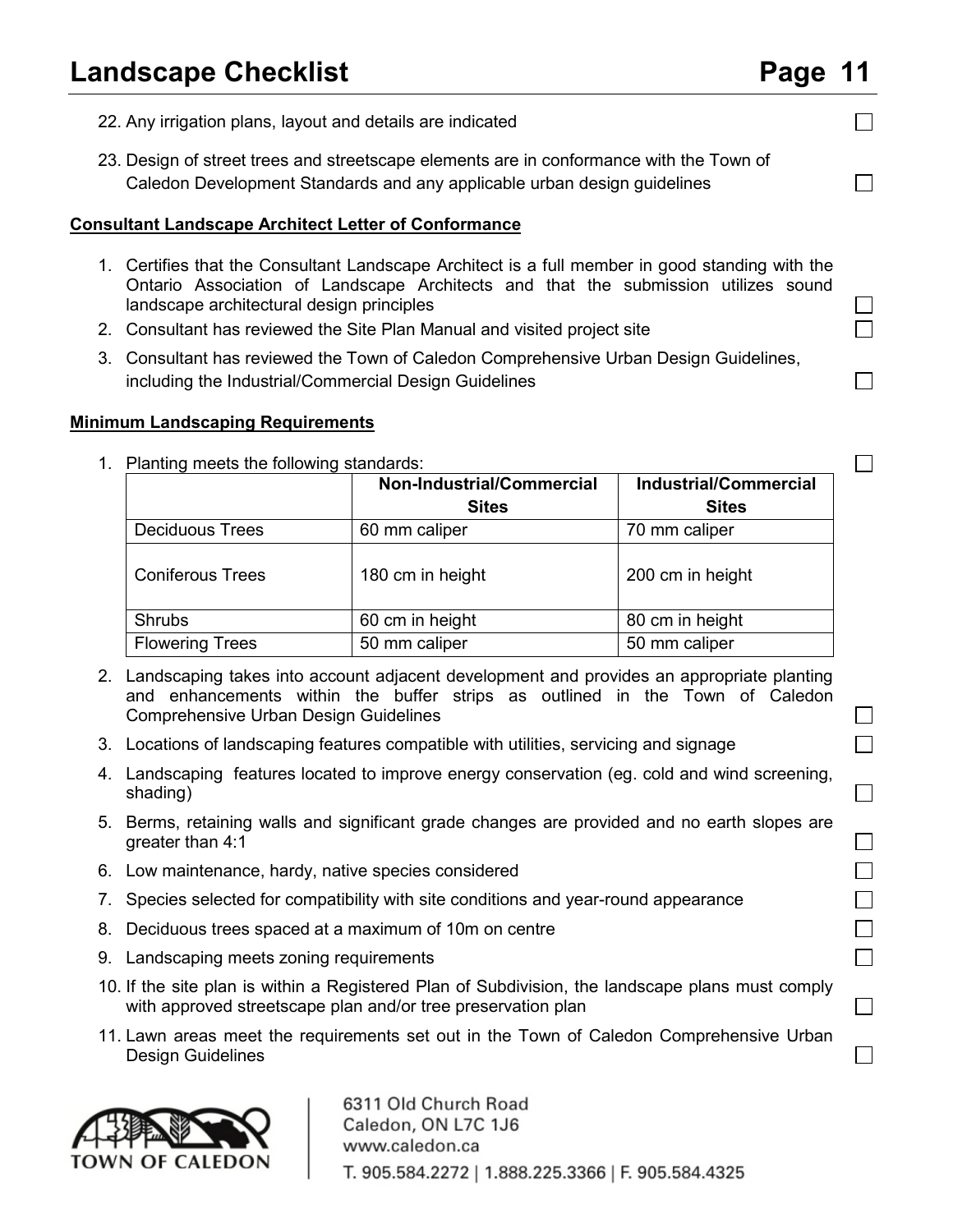22. Any irrigation plans, layout and details are indicated ☐
23. Design of street trees and streetscape elements are in conformance with the Town of Caledon Development Standards and any applicable urban design guidelines ☐

**Consultant Landscape Architect Letter of Conformance**

1. Certifies that the Consultant Landscape Architect is a full member in good standing with the Ontario Association of Landscape Architects and that the submission utilizes sound landscape architectural design principles ☐
2. Consultant has reviewed the Site Plan Manual and visited project site ☐
3. Consultant has reviewed the Town of Caledon Comprehensive Urban Design Guidelines, including the Industrial/Commercial Design Guidelines ☐

**Minimum Landscaping Requirements**

1. Planting meets the following standards: ☐

| | Non-Industrial/Commercial Sites | Industrial/Commercial Sites |
|---|---|---|
| Deciduous Trees | 60 mm caliper | 70 mm caliper |
| Coniferous Trees | 180 cm in height | 200 cm in height |
| Shrubs | 60 cm in height | 80 cm in height |
| Flowering Trees | 50 mm caliper | 50 mm caliper |

2. Landscaping takes into account adjacent development and provides an appropriate planting and enhancements within the buffer strips as outlined in the Town of Caledon Comprehensive Urban Design Guidelines ☐
3. Locations of landscaping features compatible with utilities, servicing and signage ☐
4. Landscaping features located to improve energy conservation (eg. cold and wind screening, shading) ☐
5. Berms, retaining walls and significant grade changes are provided and no earth slopes are greater than 4:1 ☐
6. Low maintenance, hardy, native species considered ☐
7. Species selected for compatibility with site conditions and year-round appearance ☐
8. Deciduous trees spaced at a maximum of 10m on centre ☐
9. Landscaping meets zoning requirements ☐
10. If the site plan is within a Registered Plan of Subdivision, the landscape plans must comply with approved streetscape plan and/or tree preservation plan ☐
11. Lawn areas meet the requirements set out in the Town of Caledon Comprehensive Urban Design Guidelines ☐

TOWN OF CALEDON

6311 Old Church Road
Caledon, ON L7C 1J6
www.caledon.ca
T. 905.584.2272 | 1.888.225.3366 | F. 905.584.4325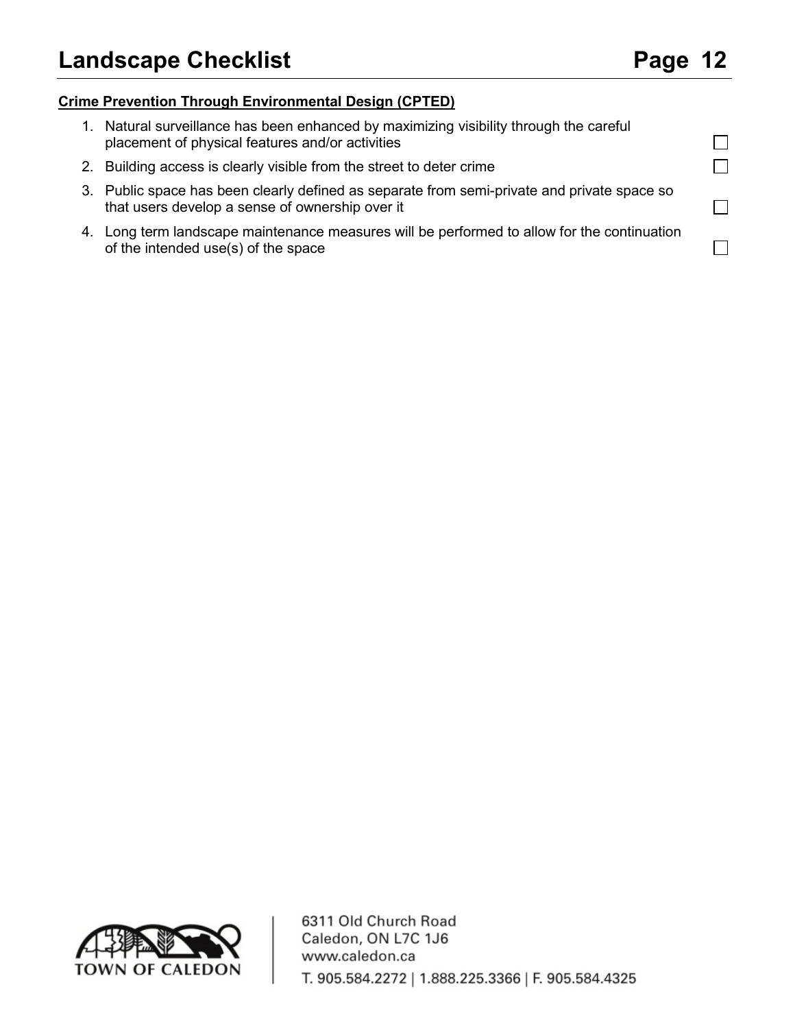**Crime Prevention Through Environmental Design (CPTED)**

1. Natural surveillance has been enhanced by maximizing visibility through the careful placement of physical features and/or activities ☐
2. Building access is clearly visible from the street to deter crime ☐
3. Public space has been clearly defined as separate from semi-private and private space so that users develop a sense of ownership over it ☐
4. Long term landscape maintenance measures will be performed to allow for the continuation of the intended use(s) of the space ☐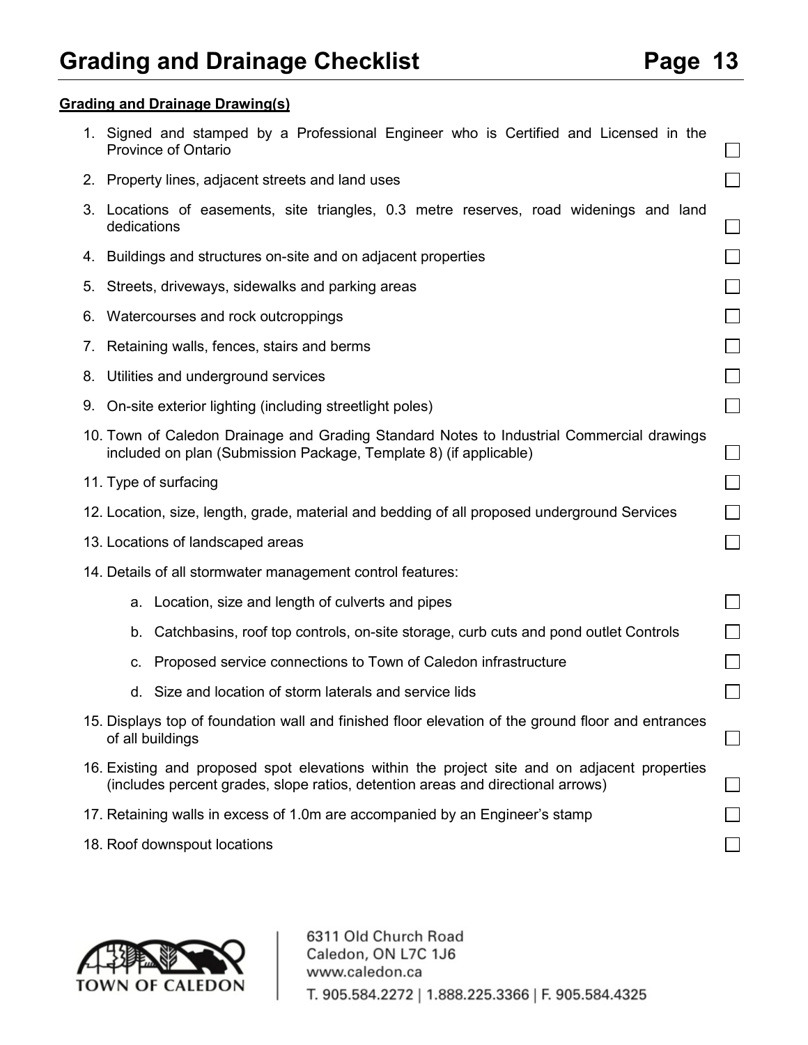# Grading and Drainage Checklist

**Grading and Drainage Drawing(s)**

1. Signed and stamped by a Professional Engineer who is Certified and Licensed in the Province of Ontario ☐
2. Property lines, adjacent streets and land uses ☐
3. Locations of easements, site triangles, 0.3 metre reserves, road widenings and land dedications ☐
4. Buildings and structures on-site and on adjacent properties ☐
5. Streets, driveways, sidewalks and parking areas ☐
6. Watercourses and rock outcroppings ☐
7. Retaining walls, fences, stairs and berms ☐
8. Utilities and underground services ☐
9. On-site exterior lighting (including streetlight poles) ☐
10. Town of Caledon Drainage and Grading Standard Notes to Industrial Commercial drawings included on plan (Submission Package, Template 8) (if applicable) ☐
11. Type of surfacing ☐
12. Location, size, length, grade, material and bedding of all proposed underground Services ☐
13. Locations of landscaped areas ☐
14. Details of all stormwater management control features:
    a. Location, size and length of culverts and pipes ☐
    b. Catchbasins, roof top controls, on-site storage, curb cuts and pond outlet Controls ☐
    c. Proposed service connections to Town of Caledon infrastructure ☐
    d. Size and location of storm laterals and service lids ☐
15. Displays top of foundation wall and finished floor elevation of the ground floor and entrances of all buildings ☐
16. Existing and proposed spot elevations within the project site and on adjacent properties (includes percent grades, slope ratios, detention areas and directional arrows) ☐
17. Retaining walls in excess of 1.0m are accompanied by an Engineer's stamp ☐
18. Roof downspout locations ☐

TOWN OF CALEDON

6311 Old Church Road
Caledon, ON L7C 1J6
www.caledon.ca
T. 905.584.2272 | 1.888.225.3366 | F. 905.584.4325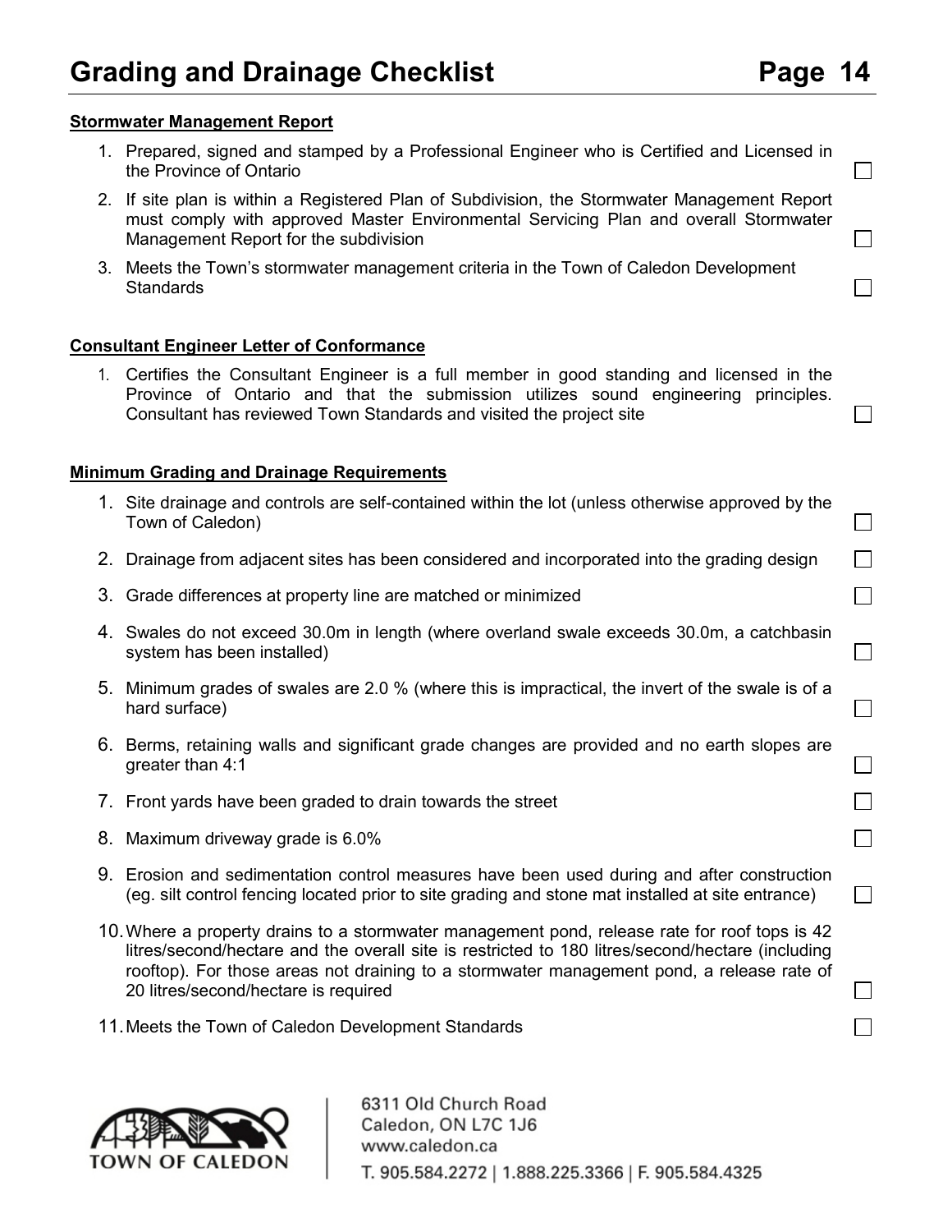## Grading and Drainage Checklist

**Stormwater Management Report**

1. Prepared, signed and stamped by a Professional Engineer who is Certified and Licensed in the Province of Ontario ☐
2. If site plan is within a Registered Plan of Subdivision, the Stormwater Management Report must comply with approved Master Environmental Servicing Plan and overall Stormwater Management Report for the subdivision ☐
3. Meets the Town's stormwater management criteria in the Town of Caledon Development Standards ☐

**Consultant Engineer Letter of Conformance**

1. Certifies the Consultant Engineer is a full member in good standing and licensed in the Province of Ontario and that the submission utilizes sound engineering principles. Consultant has reviewed Town Standards and visited the project site ☐

**Minimum Grading and Drainage Requirements**

1. Site drainage and controls are self-contained within the lot (unless otherwise approved by the Town of Caledon) ☐
2. Drainage from adjacent sites has been considered and incorporated into the grading design ☐
3. Grade differences at property line are matched or minimized ☐
4. Swales do not exceed 30.0m in length (where overland swale exceeds 30.0m, a catchbasin system has been installed) ☐
5. Minimum grades of swales are 2.0 % (where this is impractical, the invert of the swale is of a hard surface) ☐
6. Berms, retaining walls and significant grade changes are provided and no earth slopes are greater than 4:1 ☐
7. Front yards have been graded to drain towards the street ☐
8. Maximum driveway grade is 6.0% ☐
9. Erosion and sedimentation control measures have been used during and after construction (eg. silt control fencing located prior to site grading and stone mat installed at site entrance) ☐
10. Where a property drains to a stormwater management pond, release rate for roof tops is 42 litres/second/hectare and the overall site is restricted to 180 litres/second/hectare (including rooftop). For those areas not draining to a stormwater management pond, a release rate of 20 litres/second/hectare is required ☐
11. Meets the Town of Caledon Development Standards ☐

TOWN OF CALEDON

6311 Old Church Road
Caledon, ON L7C 1J6
www.caledon.ca
T. 905.584.2272 | 1.888.225.3366 | F. 905.584.4325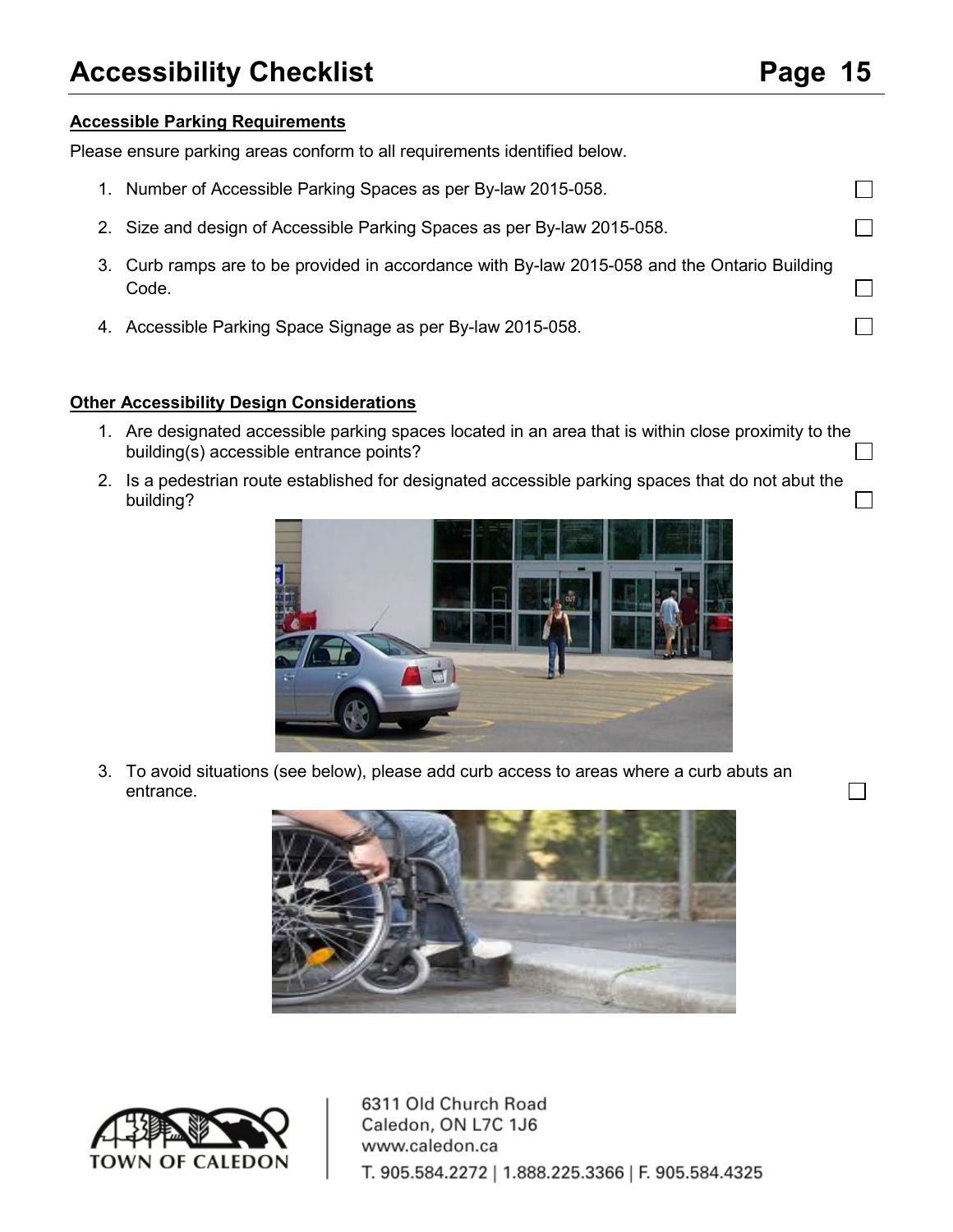## Accessibility Checklist

**Accessible Parking Requirements**

Please ensure parking areas conform to all requirements identified below.

1. Number of Accessible Parking Spaces as per By-law 2015-058. ☐
2. Size and design of Accessible Parking Spaces as per By-law 2015-058. ☐
3. Curb ramps are to be provided in accordance with By-law 2015-058 and the Ontario Building Code. ☐
4. Accessible Parking Space Signage as per By-law 2015-058. ☐

**Other Accessibility Design Considerations**

1. Are designated accessible parking spaces located in an area that is within close proximity to the building(s) accessible entrance points? ☐
2. Is a pedestrian route established for designated accessible parking spaces that do not abut the building? ☐
3. To avoid situations (see below), please add curb access to areas where a curb abuts an entrance. ☐

TOWN OF CALEDON

6311 Old Church Road
Caledon, ON L7C 1J6
www.caledon.ca
T. 905.584.2272 | 1.888.225.3366 | F. 905.584.4325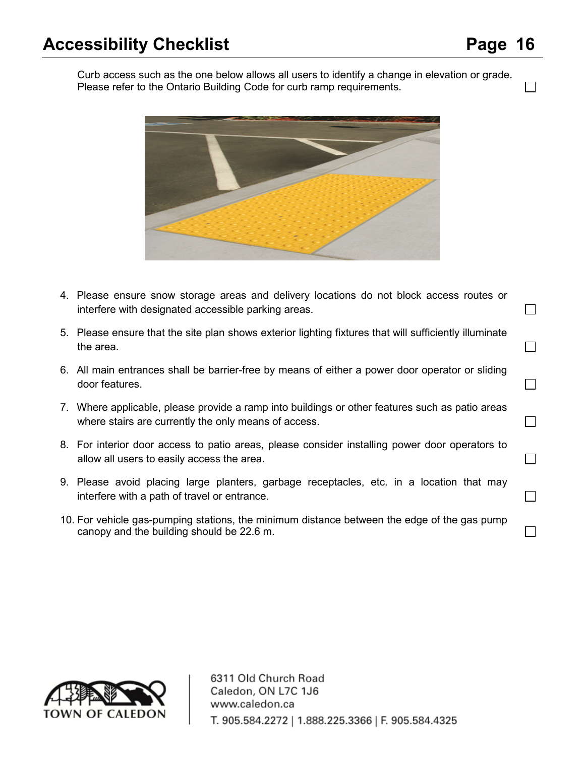Curb access such as the one below allows all users to identify a change in elevation or grade. Please refer to the Ontario Building Code for curb ramp requirements. ☐

4. Please ensure snow storage areas and delivery locations do not block access routes or interfere with designated accessible parking areas. ☐
5. Please ensure that the site plan shows exterior lighting fixtures that will sufficiently illuminate the area. ☐
6. All main entrances shall be barrier-free by means of either a power door operator or sliding door features. ☐
7. Where applicable, please provide a ramp into buildings or other features such as patio areas where stairs are currently the only means of access. ☐
8. For interior door access to patio areas, please consider installing power door operators to allow all users to easily access the area. ☐
9. Please avoid placing large planters, garbage receptacles, etc. in a location that may interfere with a path of travel or entrance. ☐
10. For vehicle gas-pumping stations, the minimum distance between the edge of the gas pump canopy and the building should be 22.6 m. ☐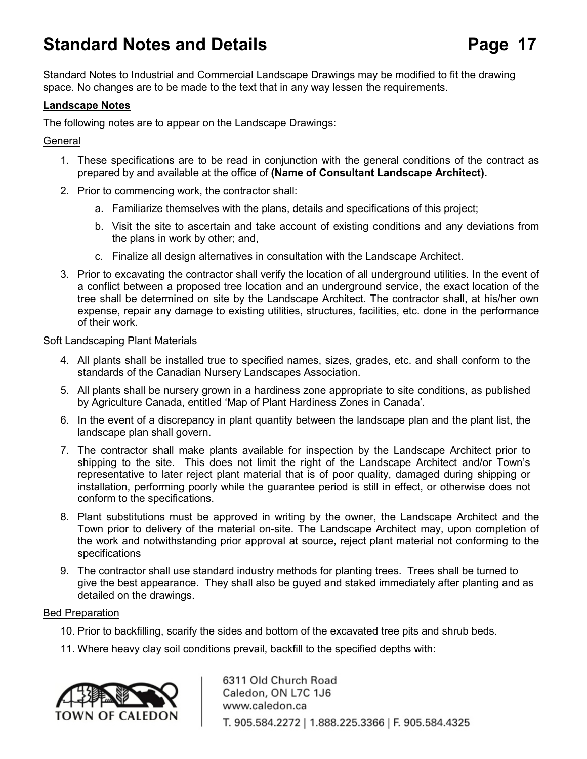# Standard Notes and Details

Standard Notes to Industrial and Commercial Landscape Drawings may be modified to fit the drawing space. No changes are to be made to the text that in any way lessen the requirements.

**Landscape Notes**

The following notes are to appear on the Landscape Drawings:

General

1. These specifications are to be read in conjunction with the general conditions of the contract as prepared by and available at the office of **(Name of Consultant Landscape Architect).**
2. Prior to commencing work, the contractor shall:
    a. Familiarize themselves with the plans, details and specifications of this project;
    b. Visit the site to ascertain and take account of existing conditions and any deviations from the plans in work by other; and,
    c. Finalize all design alternatives in consultation with the Landscape Architect.
3. Prior to excavating the contractor shall verify the location of all underground utilities. In the event of a conflict between a proposed tree location and an underground service, the exact location of the tree shall be determined on site by the Landscape Architect. The contractor shall, at his/her own expense, repair any damage to existing utilities, structures, facilities, etc. done in the performance of their work.

Soft Landscaping Plant Materials

4. All plants shall be installed true to specified names, sizes, grades, etc. and shall conform to the standards of the Canadian Nursery Landscapes Association.
5. All plants shall be nursery grown in a hardiness zone appropriate to site conditions, as published by Agriculture Canada, entitled 'Map of Plant Hardiness Zones in Canada'.
6. In the event of a discrepancy in plant quantity between the landscape plan and the plant list, the landscape plan shall govern.
7. The contractor shall make plants available for inspection by the Landscape Architect prior to shipping to the site. This does not limit the right of the Landscape Architect and/or Town's representative to later reject plant material that is of poor quality, damaged during shipping or installation, performing poorly while the guarantee period is still in effect, or otherwise does not conform to the specifications.
8. Plant substitutions must be approved in writing by the owner, the Landscape Architect and the Town prior to delivery of the material on-site. The Landscape Architect may, upon completion of the work and notwithstanding prior approval at source, reject plant material not conforming to the specifications
9. The contractor shall use standard industry methods for planting trees. Trees shall be turned to give the best appearance. They shall also be guyed and staked immediately after planting and as detailed on the drawings.

Bed Preparation

10. Prior to backfilling, scarify the sides and bottom of the excavated tree pits and shrub beds.
11. Where heavy clay soil conditions prevail, backfill to the specified depths with: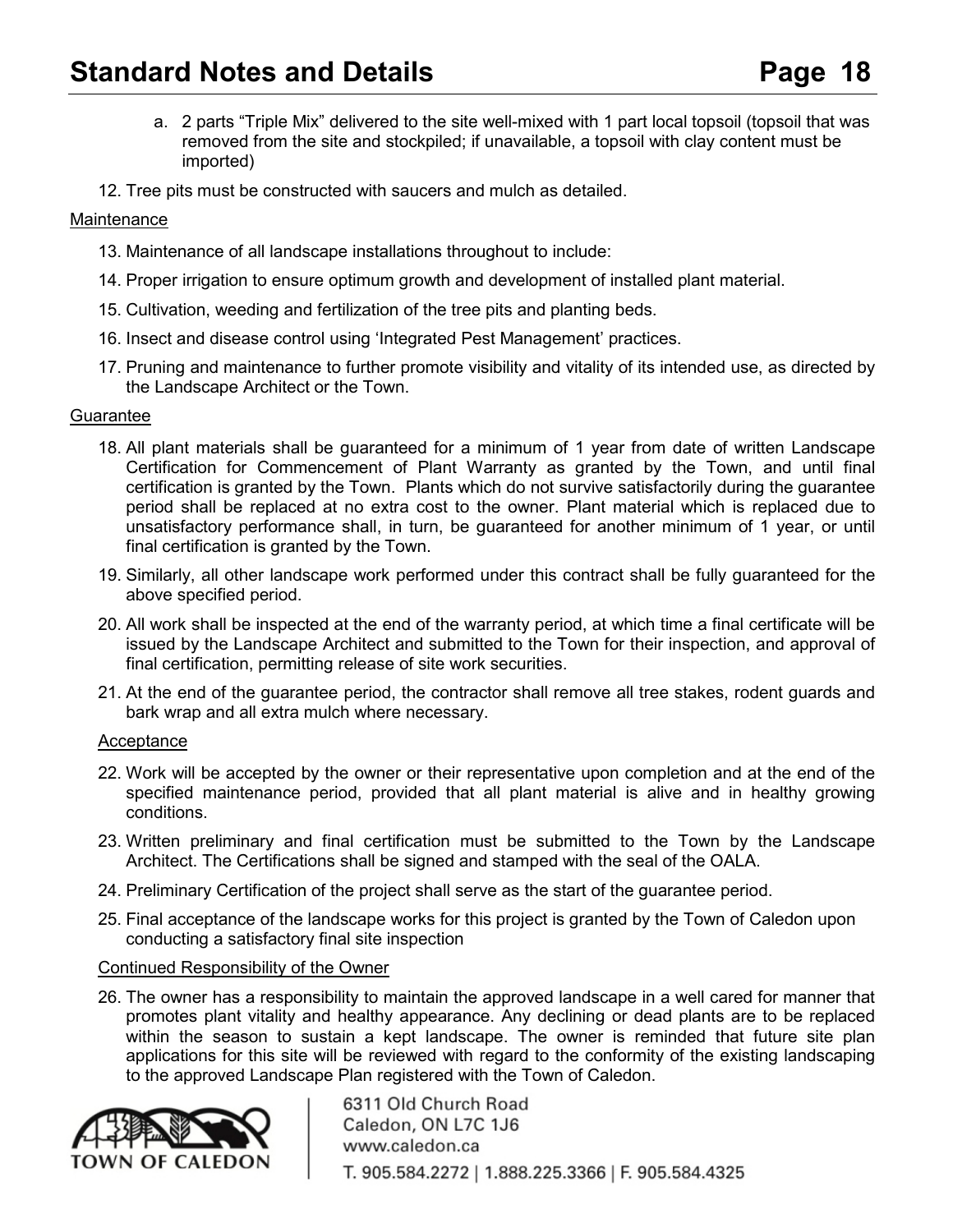a. 2 parts "Triple Mix" delivered to the site well-mixed with 1 part local topsoil (topsoil that was removed from the site and stockpiled; if unavailable, a topsoil with clay content must be imported)

12. Tree pits must be constructed with saucers and mulch as detailed.

Maintenance

13. Maintenance of all landscape installations throughout to include:
14. Proper irrigation to ensure optimum growth and development of installed plant material.
15. Cultivation, weeding and fertilization of the tree pits and planting beds.
16. Insect and disease control using 'Integrated Pest Management' practices.
17. Pruning and maintenance to further promote visibility and vitality of its intended use, as directed by the Landscape Architect or the Town.

Guarantee

18. All plant materials shall be guaranteed for a minimum of 1 year from date of written Landscape Certification for Commencement of Plant Warranty as granted by the Town, and until final certification is granted by the Town. Plants which do not survive satisfactorily during the guarantee period shall be replaced at no extra cost to the owner. Plant material which is replaced due to unsatisfactory performance shall, in turn, be guaranteed for another minimum of 1 year, or until final certification is granted by the Town.
19. Similarly, all other landscape work performed under this contract shall be fully guaranteed for the above specified period.
20. All work shall be inspected at the end of the warranty period, at which time a final certificate will be issued by the Landscape Architect and submitted to the Town for their inspection, and approval of final certification, permitting release of site work securities.
21. At the end of the guarantee period, the contractor shall remove all tree stakes, rodent guards and bark wrap and all extra mulch where necessary.

Acceptance

22. Work will be accepted by the owner or their representative upon completion and at the end of the specified maintenance period, provided that all plant material is alive and in healthy growing conditions.
23. Written preliminary and final certification must be submitted to the Town by the Landscape Architect. The Certifications shall be signed and stamped with the seal of the OALA.
24. Preliminary Certification of the project shall serve as the start of the guarantee period.
25. Final acceptance of the landscape works for this project is granted by the Town of Caledon upon conducting a satisfactory final site inspection

Continued Responsibility of the Owner

26. The owner has a responsibility to maintain the approved landscape in a well cared for manner that promotes plant vitality and healthy appearance. Any declining or dead plants are to be replaced within the season to sustain a kept landscape. The owner is reminded that future site plan applications for this site will be reviewed with regard to the conformity of the existing landscaping to the approved Landscape Plan registered with the Town of Caledon.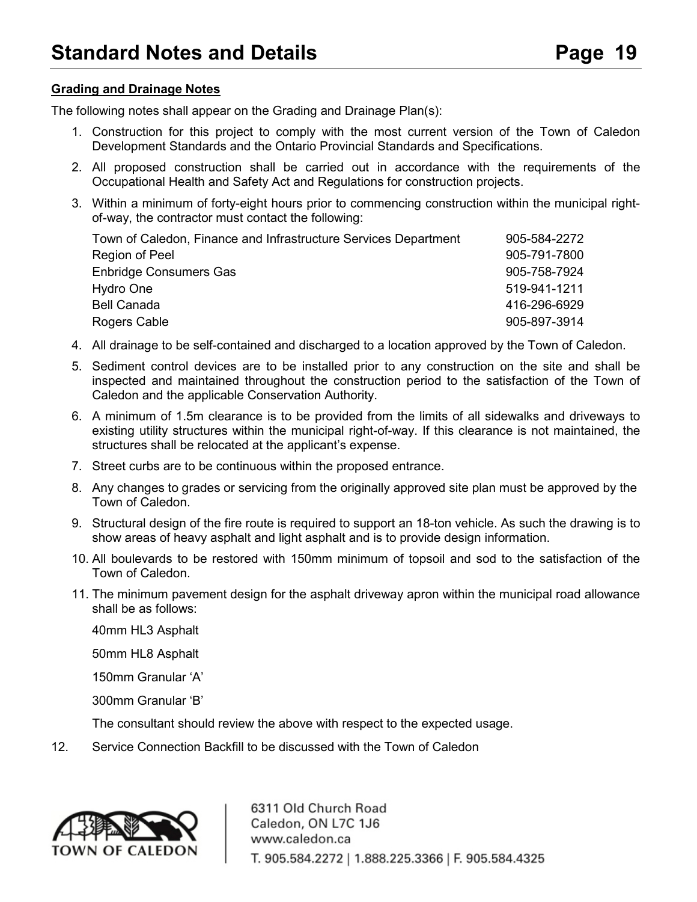**Grading and Drainage Notes**

The following notes shall appear on the Grading and Drainage Plan(s):

1. Construction for this project to comply with the most current version of the Town of Caledon Development Standards and the Ontario Provincial Standards and Specifications.
2. All proposed construction shall be carried out in accordance with the requirements of the Occupational Health and Safety Act and Regulations for construction projects.
3. Within a minimum of forty-eight hours prior to commencing construction within the municipal right-of-way, the contractor must contact the following:

   | | |
   |---|---|
   | Town of Caledon, Finance and Infrastructure Services Department | 905-584-2272 |
   | Region of Peel | 905-791-7800 |
   | Enbridge Consumers Gas | 905-758-7924 |
   | Hydro One | 519-941-1211 |
   | Bell Canada | 416-296-6929 |
   | Rogers Cable | 905-897-3914 |

4. All drainage to be self-contained and discharged to a location approved by the Town of Caledon.
5. Sediment control devices are to be installed prior to any construction on the site and shall be inspected and maintained throughout the construction period to the satisfaction of the Town of Caledon and the applicable Conservation Authority.
6. A minimum of 1.5m clearance is to be provided from the limits of all sidewalks and driveways to existing utility structures within the municipal right-of-way. If this clearance is not maintained, the structures shall be relocated at the applicant's expense.
7. Street curbs are to be continuous within the proposed entrance.
8. Any changes to grades or servicing from the originally approved site plan must be approved by the Town of Caledon.
9. Structural design of the fire route is required to support an 18-ton vehicle. As such the drawing is to show areas of heavy asphalt and light asphalt and is to provide design information.
10. All boulevards to be restored with 150mm minimum of topsoil and sod to the satisfaction of the Town of Caledon.
11. The minimum pavement design for the asphalt driveway apron within the municipal road allowance shall be as follows:

    40mm HL3 Asphalt

    50mm HL8 Asphalt

    150mm Granular 'A'

    300mm Granular 'B'

    The consultant should review the above with respect to the expected usage.

12. Service Connection Backfill to be discussed with the Town of Caledon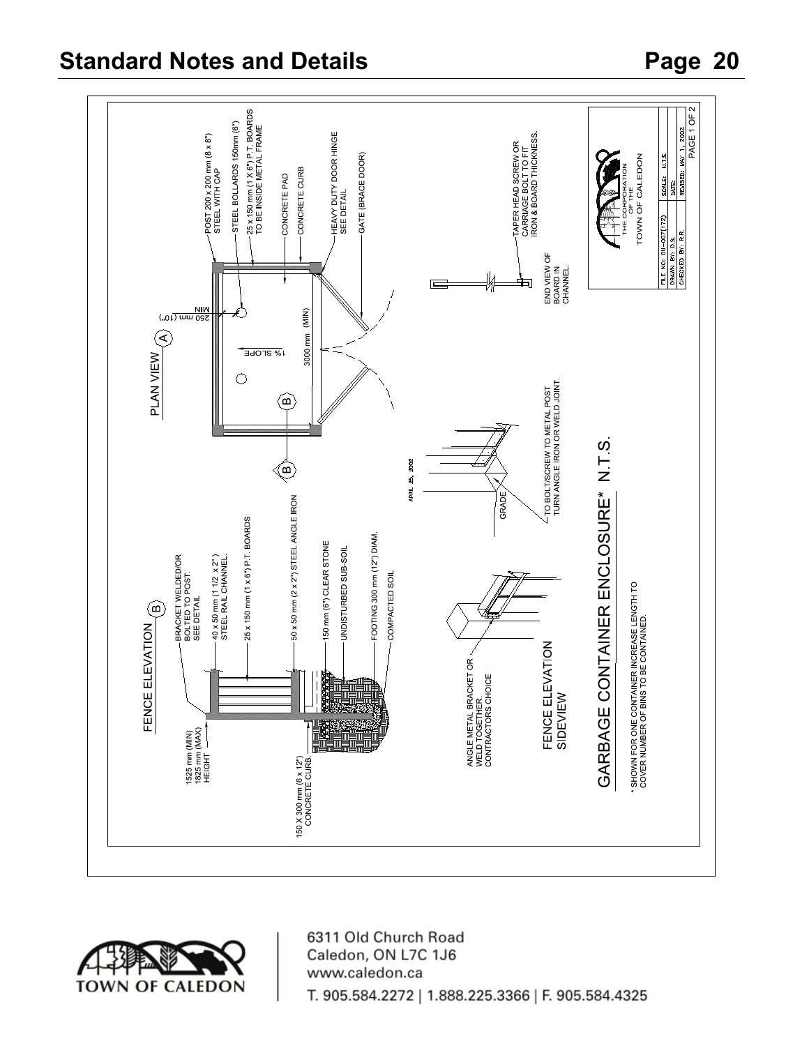GARBAGE CONTAINER ENCLOSURE* N.T.S.

* SHOWN FOR ONE CONTAINER INCREASE LENGTH TO COVER NUMBER OF BINS TO BE CONTAINED.

PLAN VIEW (A)

- POST 200 x 200 mm (8 x 8") STEEL WITH CAP
- STEEL BOLLARDS 150mm (6")
- 25 x 150 mm (1 X 6") P.T. BOARDS TO BE INSIDE METAL FRAME
- CONCRETE PAD
- CONCRETE CURB
- HEAVY DUTY DOOR HINGE SEE DETAIL
- GATE (BRACE DOOR)
- 250 mm (10") MIN
- 1% SLOPE
- 3000 mm (MIN)

FENCE ELEVATION (B)

- 1525 mm (MIN) 1825 mm (MAX) HEIGHT
- BRACKET WELDED/OR BOLTED TO POST. SEE DETAIL
- 40 x 50 mm (1 1/2 x 2") STEEL RAIL CHANNEL.
- 25 x 150 mm (1 x 6") P.T. BOARDS
- 50 x 50 mm (2 x 2") STEEL ANGLE IRON
- 150 X 300 mm (6 x 12") CONCRETE CURB.
- 150 mm (6") CLEAR STONE
- UNDISTURBED SUB-SOIL
- FOOTING 300 mm (12") DIAM.
- COMPACTED SOIL

FENCE ELEVATION SIDEVIEW

- ANGLE METAL BRACKET OR WELD TOGETHER. CONTRACTORS CHOICE
- GRADE
- TO BOLT/SCREW TO METAL POST TURN ANGLE IRON OR WELD JOINT.

APRIL 25, 2002

END VIEW OF BOARD IN CHANNEL.

- TAPER HEAD SCREW OR CARRIAGE BOLT TO FIT IRON & BOARD THICKNESS.

THE CORPORATION OF THE TOWN OF CALEDON

| FILE NO: DH-D07(1172) | SCALE: N.T.S. |
|---|---|
| DRAWN BY: D.S. | DATE: |
| CHECKED BY: R.R. | REVISED: MAY 1, 2002 |
| | PAGE 1 OF 2 |

6311 Old Church Road
Caledon, ON L7C 1J6
www.caledon.ca
T. 905.584.2272 | 1.888.225.3366 | F. 905.584.4325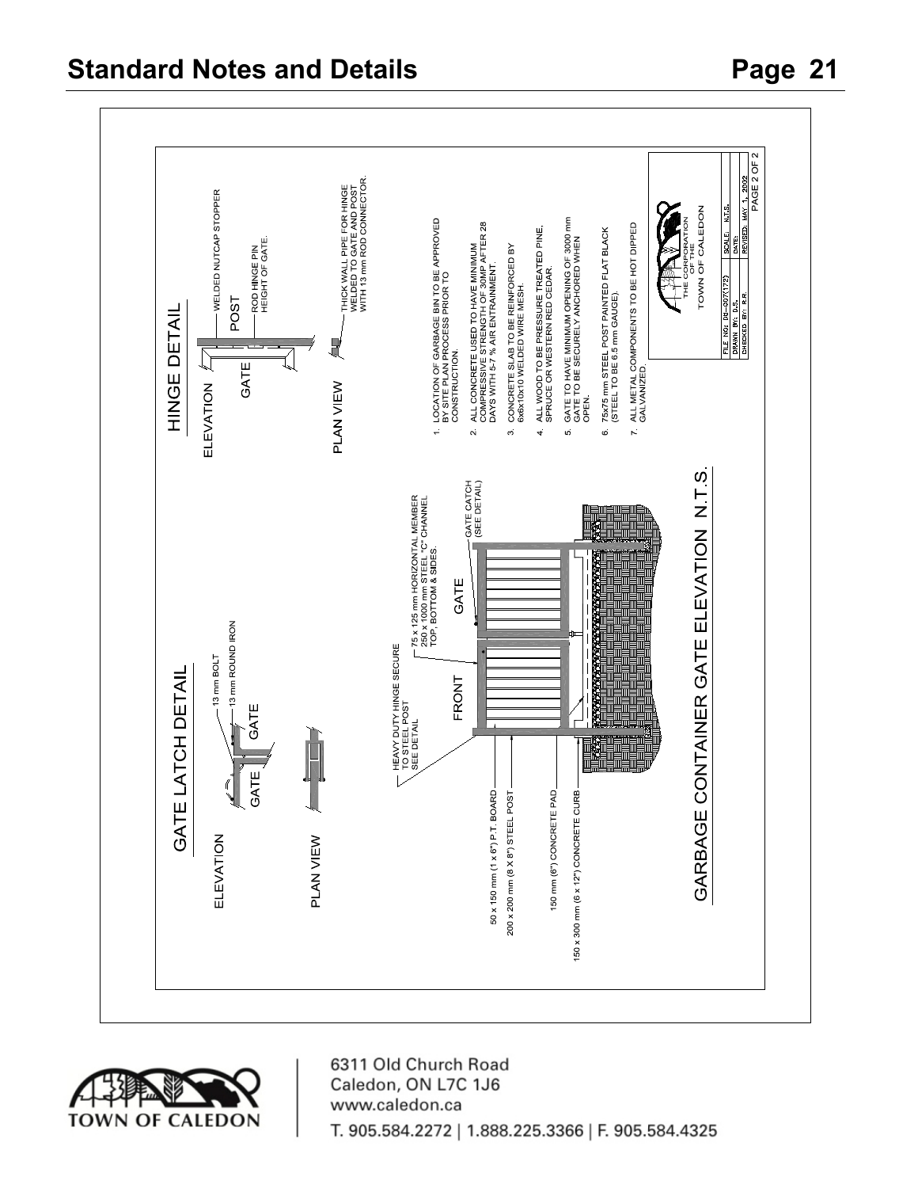# Standard Notes and Details

## GATE LATCH DETAIL

ELEVATION

- 13 mm BOLT
- 13 mm ROUND IRON
- GATE
- GATE

PLAN VIEW

## HINGE DETAIL

ELEVATION

- WELDED NUTCAP STOPPER
- POST
- ROD HINGE PIN HEIGHT OF GATE.
- GATE

PLAN VIEW

- THICK WALL PIPE FOR HINGE WELDED TO GATE AND POST WITH 13 mm ROD CONNECTOR.

## GARBAGE CONTAINER GATE ELEVATION N.T.S.

- HEAVY DUTY HINGE SECURE TO STEEL POST SEE DETAIL
- 75 x 125 mm HORIZONTAL MEMBER 250 x 1000 mm STEEL "C" CHANNEL TOP, BOTTOM & SIDES.
- GATE CATCH (SEE DETAIL)
- FRONT
- GATE
- 50 x 150 mm (1 x 6") P.T. BOARD
- 200 x 200 mm (8 X 8") STEEL POST
- 150 mm (6") CONCRETE PAD
- 150 x 300 mm (6 x 12") CONCRETE CURB

1. LOCATION OF GARBAGE BIN TO BE APPROVED BY SITE PLAN PROCESS PRIOR TO CONSTRUCTION.
2. ALL CONCRETE USED TO HAVE MINIMUM COMPRESSIVE STRENGTH OF 30MP AFTER 28 DAYS WITH 5-7 % AIR ENTRAINMENT.
3. CONCRETE SLAB TO BE REINFORCED BY 6x6x10x10 WELDED WIRE MESH.
4. ALL WOOD TO BE PRESSURE TREATED PINE, SPRUCE OR WESTERN RED CEDAR.
5. GATE TO HAVE MINIMUM OPENING OF 3000 mm GATE TO BE SECURELY ANCHORED WHEN OPEN.
6. 75x75 mm STEEL POST PAINTED FLAT BLACK (STEEL TO BE 6.5 mm GAUGE).
7. ALL METAL COMPONENTS TO BE HOT DIPPED GALVANIZED.

THE CORPORATION OF THE TOWN OF CALEDON

| FILE NO: D0-007(172) | SCALE: N.T.S. |
|---|---|
| DRAWN BY: D.S. | DATE: |
| CHECKED BY: R.R. | REVISED: MAY 1, 2002 |
| | PAGE 2 OF 2 |

6311 Old Church Road
Caledon, ON L7C 1J6
www.caledon.ca
T. 905.584.2272 | 1.888.225.3366 | F. 905.584.4325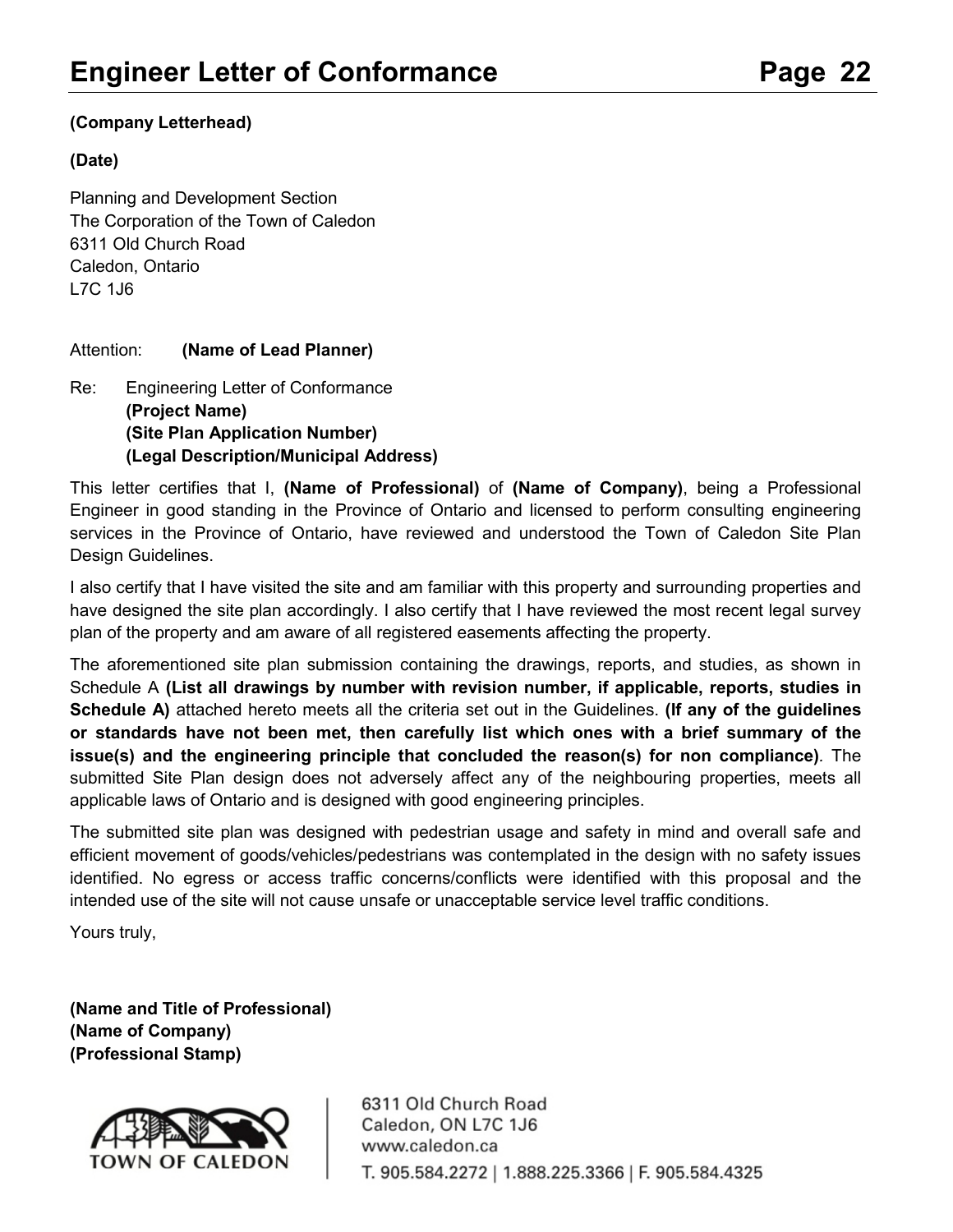# Engineer Letter of Conformance

**(Company Letterhead)**

**(Date)**

Planning and Development Section
The Corporation of the Town of Caledon
6311 Old Church Road
Caledon, Ontario
L7C 1J6

Attention: **(Name of Lead Planner)**

Re: Engineering Letter of Conformance
**(Project Name)**
**(Site Plan Application Number)**
**(Legal Description/Municipal Address)**

This letter certifies that I, **(Name of Professional)** of **(Name of Company)**, being a Professional Engineer in good standing in the Province of Ontario and licensed to perform consulting engineering services in the Province of Ontario, have reviewed and understood the Town of Caledon Site Plan Design Guidelines.

I also certify that I have visited the site and am familiar with this property and surrounding properties and have designed the site plan accordingly. I also certify that I have reviewed the most recent legal survey plan of the property and am aware of all registered easements affecting the property.

The aforementioned site plan submission containing the drawings, reports, and studies, as shown in Schedule A **(List all drawings by number with revision number, if applicable, reports, studies in Schedule A)** attached hereto meets all the criteria set out in the Guidelines. **(If any of the guidelines or standards have not been met, then carefully list which ones with a brief summary of the issue(s) and the engineering principle that concluded the reason(s) for non compliance)**. The submitted Site Plan design does not adversely affect any of the neighbouring properties, meets all applicable laws of Ontario and is designed with good engineering principles.

The submitted site plan was designed with pedestrian usage and safety in mind and overall safe and efficient movement of goods/vehicles/pedestrians was contemplated in the design with no safety issues identified. No egress or access traffic concerns/conflicts were identified with this proposal and the intended use of the site will not cause unsafe or unacceptable service level traffic conditions.

Yours truly,

**(Name and Title of Professional)**
**(Name of Company)**
**(Professional Stamp)**

TOWN OF CALEDON

6311 Old Church Road
Caledon, ON L7C 1J6
www.caledon.ca
T. 905.584.2272 | 1.888.225.3366 | F. 905.584.4325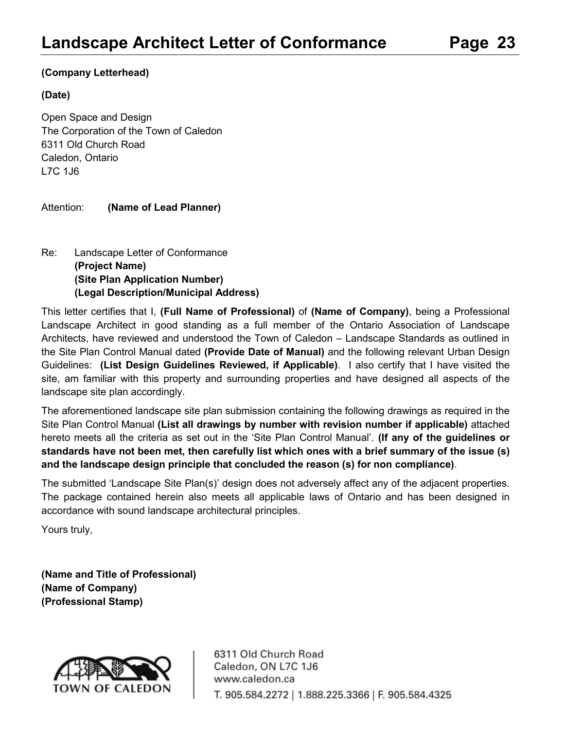# Landscape Architect Letter of Conformance

**(Company Letterhead)**

**(Date)**

Open Space and Design
The Corporation of the Town of Caledon
6311 Old Church Road
Caledon, Ontario
L7C 1J6

Attention: **(Name of Lead Planner)**

Re: Landscape Letter of Conformance
**(Project Name)**
**(Site Plan Application Number)**
**(Legal Description/Municipal Address)**

This letter certifies that I, **(Full Name of Professional)** of **(Name of Company)**, being a Professional Landscape Architect in good standing as a full member of the Ontario Association of Landscape Architects, have reviewed and understood the Town of Caledon – Landscape Standards as outlined in the Site Plan Control Manual dated **(Provide Date of Manual)** and the following relevant Urban Design Guidelines: **(List Design Guidelines Reviewed, if Applicable)**. I also certify that I have visited the site, am familiar with this property and surrounding properties and have designed all aspects of the landscape site plan accordingly.

The aforementioned landscape site plan submission containing the following drawings as required in the Site Plan Control Manual **(List all drawings by number with revision number if applicable)** attached hereto meets all the criteria as set out in the 'Site Plan Control Manual'. **(If any of the guidelines or standards have not been met, then carefully list which ones with a brief summary of the issue (s) and the landscape design principle that concluded the reason (s) for non compliance)**.

The submitted 'Landscape Site Plan(s)' design does not adversely affect any of the adjacent properties. The package contained herein also meets all applicable laws of Ontario and has been designed in accordance with sound landscape architectural principles.

Yours truly,

**(Name and Title of Professional)**
**(Name of Company)**
**(Professional Stamp)**

TOWN OF CALEDON

6311 Old Church Road
Caledon, ON L7C 1J6
www.caledon.ca
T. 905.584.2272 | 1.888.225.3366 | F. 905.584.4325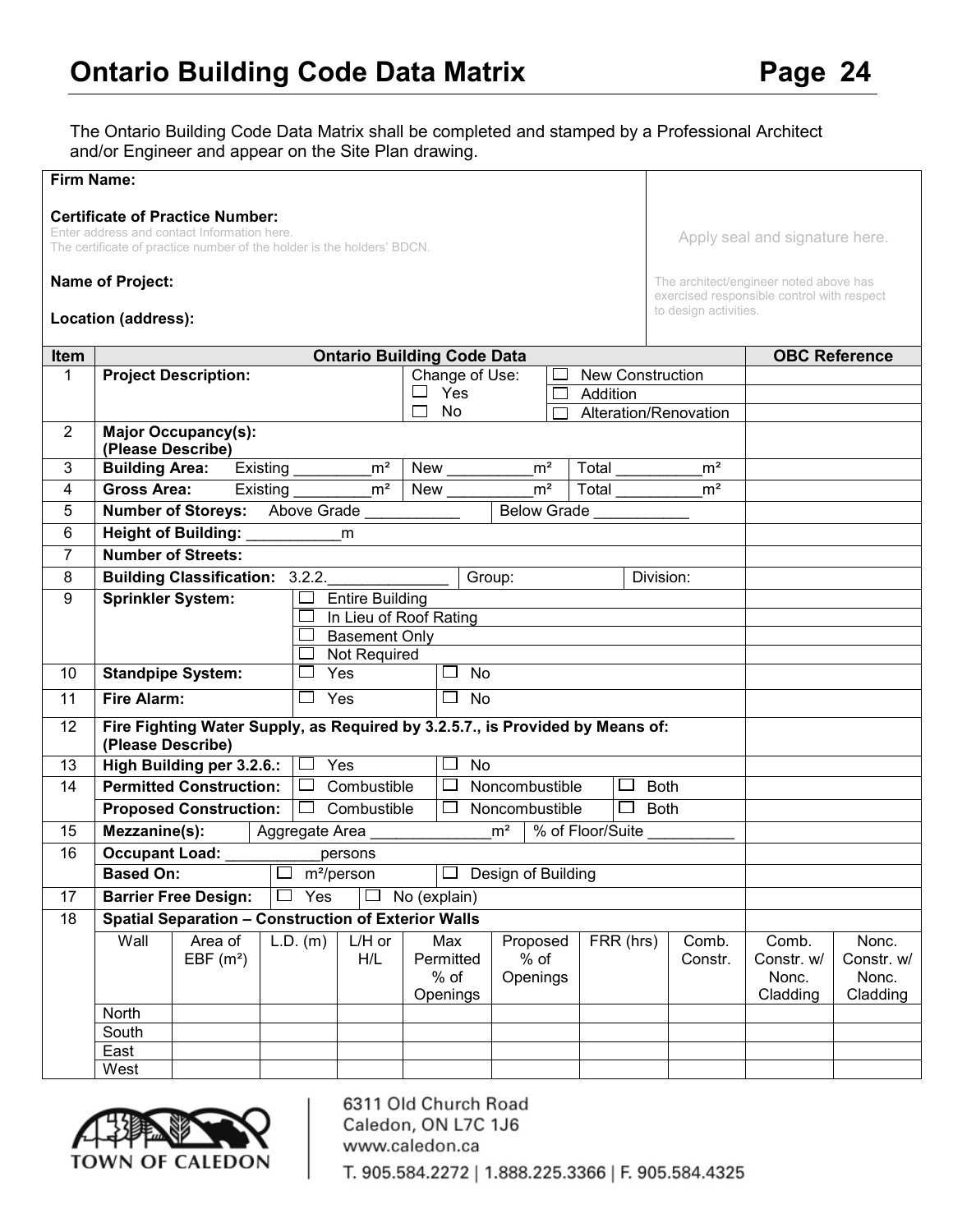# Ontario Building Code Data Matrix

The Ontario Building Code Data Matrix shall be completed and stamped by a Professional Architect and/or Engineer and appear on the Site Plan drawing.

| | |
|---|---|
| **Firm Name:**<br><br>**Certificate of Practice Number:**<br>Enter address and contact Information here.<br>The certificate of practice number of the holder is the holders' BDCN.<br><br>**Name of Project:**<br><br>**Location (address):** | Apply seal and signature here.<br><br>The architect/engineer noted above has exercised responsible control with respect to design activities. |

| Item | Ontario Building Code Data | | | | | | | | | OBC Reference |
|---|---|---|---|---|---|---|---|---|---|---|
| 1 | **Project Description:** | | | Change of Use: ☐ Yes ☐ No | | ☐ New Construction ☐ Addition ☐ Alteration/Renovation | | | | |
| 2 | **Major Occupancy(s): (Please Describe)** | | | | | | | | | |
| 3 | **Building Area:** Existing _________m² | | | New __________m² | | Total __________m² | | | | |
| 4 | **Gross Area:** Existing _________m² | | | New __________m² | | Total __________m² | | | | |
| 5 | **Number of Storeys:** Above Grade ___________ | | | | Below Grade ___________ | | | | | |
| 6 | **Height of Building:** ___________m | | | | | | | | | |
| 7 | **Number of Streets:** | | | | | | | | | |
| 8 | **Building Classification:** 3.2.2.______________ | | | | Group: | | Division: | | | |
| 9 | **Sprinkler System:** | | ☐ Entire Building<br>☐ In Lieu of Roof Rating<br>☐ Basement Only<br>☐ Not Required | | | | | | | |
| 10 | **Standpipe System:** | | ☐ Yes | | ☐ No | | | | | |
| 11 | **Fire Alarm:** | | ☐ Yes | | ☐ No | | | | | |
| 12 | **Fire Fighting Water Supply, as Required by 3.2.5.7., is Provided by Means of: (Please Describe)** | | | | | | | | | |
| 13 | **High Building per 3.2.6.:** | | ☐ Yes | | ☐ No | | | | | |
| 14 | **Permitted Construction:** | | ☐ Combustible | | ☐ Noncombustible | | ☐ Both | | | |
| | **Proposed Construction:** | | ☐ Combustible | | ☐ Noncombustible | | ☐ Both | | | |
| 15 | **Mezzanine(s):** | Aggregate Area ______________m² | | | | % of Floor/Suite __________ | | | | |
| 16 | **Occupant Load:** ___________persons | | | | | | | | | |
| | **Based On:** | | ☐ m²/person | | ☐ Design of Building | | | | | |
| 17 | **Barrier Free Design:** | | ☐ Yes | ☐ No (explain) | | | | | | |
| 18 | **Spatial Separation – Construction of Exterior Walls** | | | | | | | | | |
| | Wall | Area of EBF (m²) | L.D. (m) | L/H or H/L | Max Permitted % of Openings | Proposed % of Openings | FRR (hrs) | Comb. Constr. | Comb. Constr. w/ Nonc. Cladding | Nonc. Constr. w/ Nonc. Cladding |
| | North | | | | | | | | | |
| | South | | | | | | | | | |
| | East | | | | | | | | | |
| | West | | | | | | | | | |

TOWN OF CALEDON

6311 Old Church Road
Caledon, ON L7C 1J6
www.caledon.ca
T. 905.584.2272 | 1.888.225.3366 | F. 905.584.4325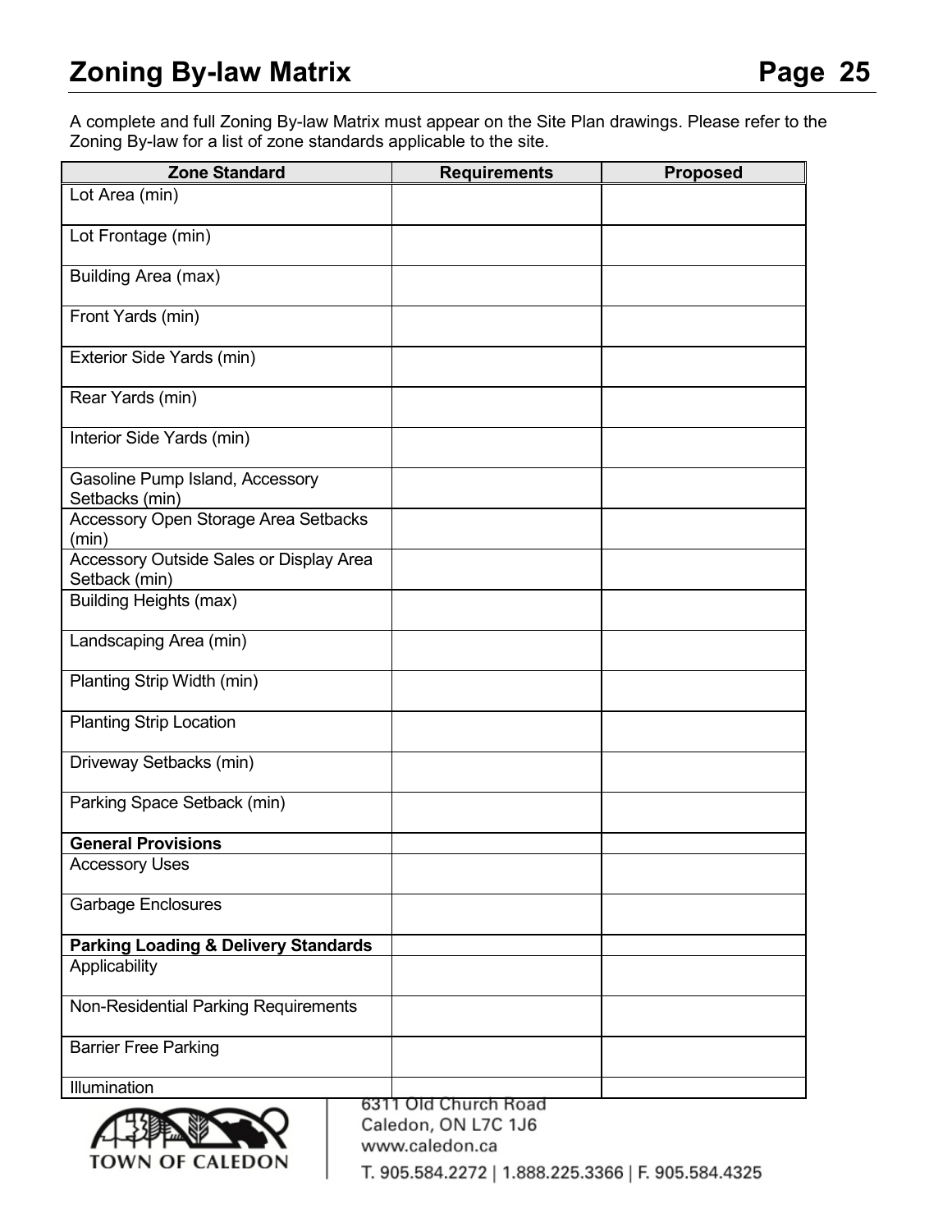# Zoning By-law Matrix

A complete and full Zoning By-law Matrix must appear on the Site Plan drawings. Please refer to the Zoning By-law for a list of zone standards applicable to the site.

| Zone Standard | Requirements | Proposed |
|---|---|---|
| Lot Area (min) | | |
| Lot Frontage (min) | | |
| Building Area (max) | | |
| Front Yards (min) | | |
| Exterior Side Yards (min) | | |
| Rear Yards (min) | | |
| Interior Side Yards (min) | | |
| Gasoline Pump Island, Accessory Setbacks (min) | | |
| Accessory Open Storage Area Setbacks (min) | | |
| Accessory Outside Sales or Display Area Setback (min) | | |
| Building Heights (max) | | |
| Landscaping Area (min) | | |
| Planting Strip Width (min) | | |
| Planting Strip Location | | |
| Driveway Setbacks (min) | | |
| Parking Space Setback (min) | | |
| **General Provisions** | | |
| Accessory Uses | | |
| Garbage Enclosures | | |
| **Parking Loading & Delivery Standards** | | |
| Applicability | | |
| Non-Residential Parking Requirements | | |
| Barrier Free Parking | | |
| Illumination | | |

TOWN OF CALEDON

6311 Old Church Road
Caledon, ON L7C 1J6
www.caledon.ca

T. 905.584.2272 | 1.888.225.3366 | F. 905.584.4325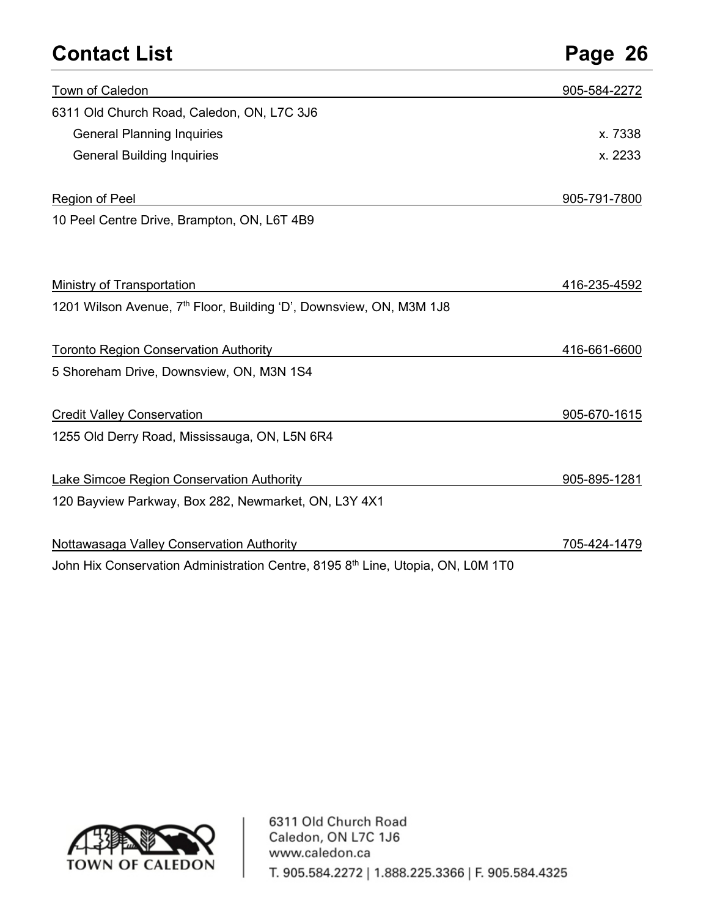# Contact List

Town of Caledon 905-584-2272

6311 Old Church Road, Caledon, ON, L7C 3J6

- General Planning Inquiries x. 7338
- General Building Inquiries x. 2233

Region of Peel 905-791-7800

10 Peel Centre Drive, Brampton, ON, L6T 4B9

Ministry of Transportation 416-235-4592

1201 Wilson Avenue, 7th Floor, Building 'D', Downsview, ON, M3M 1J8

Toronto Region Conservation Authority 416-661-6600

5 Shoreham Drive, Downsview, ON, M3N 1S4

Credit Valley Conservation 905-670-1615

1255 Old Derry Road, Mississauga, ON, L5N 6R4

Lake Simcoe Region Conservation Authority 905-895-1281

120 Bayview Parkway, Box 282, Newmarket, ON, L3Y 4X1

Nottawasaga Valley Conservation Authority 705-424-1479

John Hix Conservation Administration Centre, 8195 8th Line, Utopia, ON, L0M 1T0

TOWN OF CALEDON

6311 Old Church Road
Caledon, ON L7C 1J6
www.caledon.ca
T. 905.584.2272 | 1.888.225.3366 | F. 905.584.4325